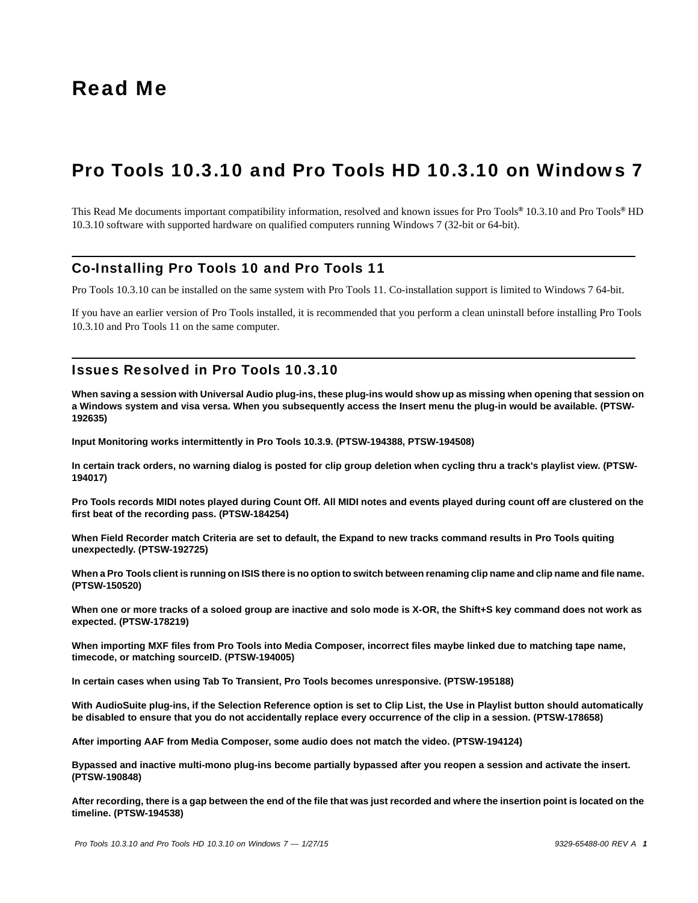# Read Me

## Pro Tools 10.3.10 and Pro Tools HD 10.3.10 on Windows 7

This Read Me documents important compatibility information, resolved and known issues for Pro Tools® 10.3.10 and Pro Tools® HD 10.3.10 software with supported hardware on qualified computers running Windows 7 (32-bit or 64-bit).

### Co-Installing Pro Tools 10 and Pro Tools 11

Pro Tools 10.3.10 can be installed on the same system with Pro Tools 11. Co-installation support is limited to Windows 7 64-bit.

If you have an earlier version of Pro Tools installed, it is recommended that you perform a clean uninstall before installing Pro Tools 10.3.10 and Pro Tools 11 on the same computer.

### Issues Resolved in Pro Tools 10.3.10

**When saving a session with Universal Audio plug-ins, these plug-ins would show up as missing when opening that session on a Windows system and visa versa. When you subsequently access the Insert menu the plug-in would be available. (PTSW-192635)**

**Input Monitoring works intermittently in Pro Tools 10.3.9. (PTSW-194388, PTSW-194508)**

**In certain track orders, no warning dialog is posted for clip group deletion when cycling thru a track's playlist view. (PTSW-194017)**

**Pro Tools records MIDI notes played during Count Off. All MIDI notes and events played during count off are clustered on the first beat of the recording pass. (PTSW-184254)**

**When Field Recorder match Criteria are set to default, the Expand to new tracks command results in Pro Tools quiting unexpectedly. (PTSW-192725)**

**When a Pro Tools client is running on ISIS there is no option to switch between renaming clip name and clip name and file name. (PTSW-150520)**

**When one or more tracks of a soloed group are inactive and solo mode is X-OR, the Shift+S key command does not work as expected. (PTSW-178219)**

**When importing MXF files from Pro Tools into Media Composer, incorrect files maybe linked due to matching tape name, timecode, or matching sourceID. (PTSW-194005)**

**In certain cases when using Tab To Transient, Pro Tools becomes unresponsive. (PTSW-195188)**

**With AudioSuite plug-ins, if the Selection Reference option is set to Clip List, the Use in Playlist button should automatically be disabled to ensure that you do not accidentally replace every occurrence of the clip in a session. (PTSW-178658)**

**After importing AAF from Media Composer, some audio does not match the video. (PTSW-194124)**

**Bypassed and inactive multi-mono plug-ins become partially bypassed after you reopen a session and activate the insert. (PTSW-190848)**

**After recording, there is a gap between the end of the file that was just recorded and where the insertion point is located on the timeline. (PTSW-194538)**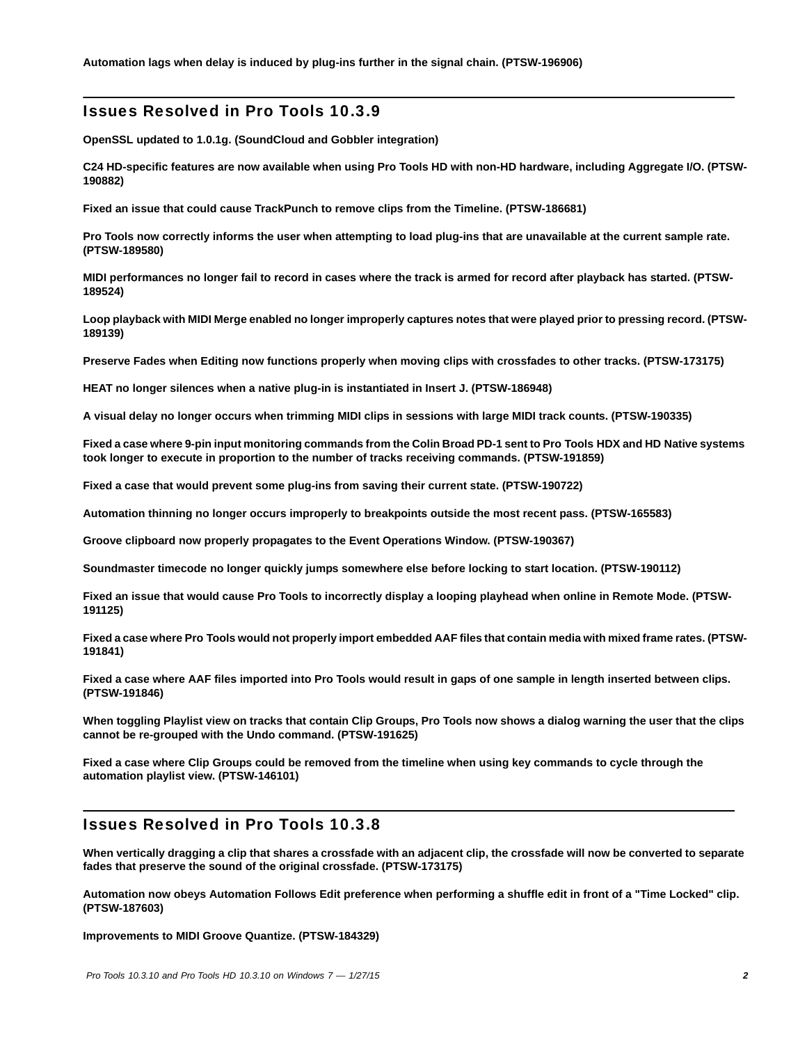**Automation lags when delay is induced by plug-ins further in the signal chain. (PTSW-196906)**

## Issues Resolved in Pro Tools 10.3.9

**OpenSSL updated to 1.0.1g. (SoundCloud and Gobbler integration)**

**C24 HD-specific features are now available when using Pro Tools HD with non-HD hardware, including Aggregate I/O. (PTSW-190882)**

**Fixed an issue that could cause TrackPunch to remove clips from the Timeline. (PTSW-186681)**

**Pro Tools now correctly informs the user when attempting to load plug-ins that are unavailable at the current sample rate. (PTSW-189580)**

**MIDI performances no longer fail to record in cases where the track is armed for record after playback has started. (PTSW-189524)**

**Loop playback with MIDI Merge enabled no longer improperly captures notes that were played prior to pressing record. (PTSW-189139)**

**Preserve Fades when Editing now functions properly when moving clips with crossfades to other tracks. (PTSW-173175)**

**HEAT no longer silences when a native plug-in is instantiated in Insert J. (PTSW-186948)**

**A visual delay no longer occurs when trimming MIDI clips in sessions with large MIDI track counts. (PTSW-190335)**

**Fixed a case where 9-pin input monitoring commands from the Colin Broad PD-1 sent to Pro Tools HDX and HD Native systems took longer to execute in proportion to the number of tracks receiving commands. (PTSW-191859)**

**Fixed a case that would prevent some plug-ins from saving their current state. (PTSW-190722)**

**Automation thinning no longer occurs improperly to breakpoints outside the most recent pass. (PTSW-165583)**

**Groove clipboard now properly propagates to the Event Operations Window. (PTSW-190367)**

**Soundmaster timecode no longer quickly jumps somewhere else before locking to start location. (PTSW-190112)**

**Fixed an issue that would cause Pro Tools to incorrectly display a looping playhead when online in Remote Mode. (PTSW-191125)**

**Fixed a case where Pro Tools would not properly import embedded AAF files that contain media with mixed frame rates. (PTSW-191841)**

**Fixed a case where AAF files imported into Pro Tools would result in gaps of one sample in length inserted between clips. (PTSW-191846)**

**When toggling Playlist view on tracks that contain Clip Groups, Pro Tools now shows a dialog warning the user that the clips cannot be re-grouped with the Undo command. (PTSW-191625)**

**Fixed a case where Clip Groups could be removed from the timeline when using key commands to cycle through the automation playlist view. (PTSW-146101)**

## Issues Resolved in Pro Tools 10.3.8

**When vertically dragging a clip that shares a crossfade with an adjacent clip, the crossfade will now be converted to separate fades that preserve the sound of the original crossfade. (PTSW-173175)**

**Automation now obeys Automation Follows Edit preference when performing a shuffle edit in front of a "Time Locked" clip. (PTSW-187603)**

**Improvements to MIDI Groove Quantize. (PTSW-184329)**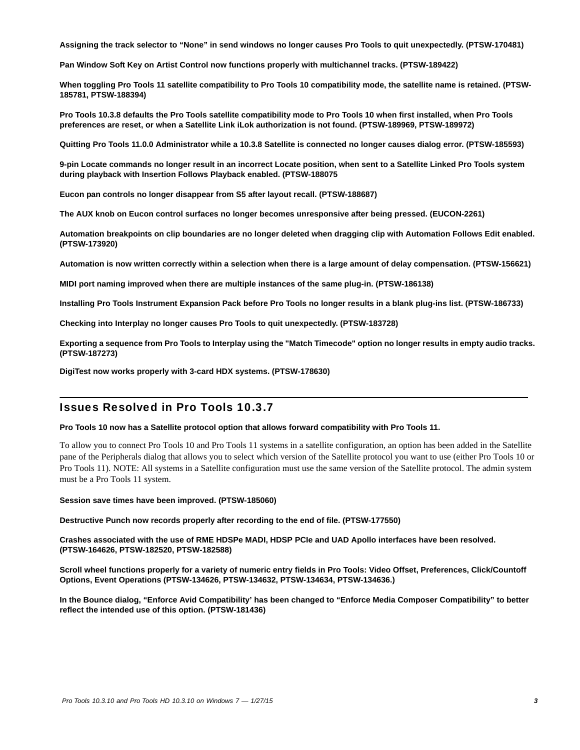**Assigning the track selector to “None” in send windows no longer causes Pro Tools to quit unexpectedly. (PTSW-170481)**

**Pan Window Soft Key on Artist Control now functions properly with multichannel tracks. (PTSW-189422)**

**When toggling Pro Tools 11 satellite compatibility to Pro Tools 10 compatibility mode, the satellite name is retained. (PTSW-185781, PTSW-188394)**

**Pro Tools 10.3.8 defaults the Pro Tools satellite compatibility mode to Pro Tools 10 when first installed, when Pro Tools preferences are reset, or when a Satellite Link iLok authorization is not found. (PTSW-189969, PTSW-189972)**

**Quitting Pro Tools 11.0.0 Administrator while a 10.3.8 Satellite is connected no longer causes dialog error. (PTSW-185593)**

**9-pin Locate commands no longer result in an incorrect Locate position, when sent to a Satellite Linked Pro Tools system during playback with Insertion Follows Playback enabled. (PTSW-188075**

**Eucon pan controls no longer disappear from S5 after layout recall. (PTSW-188687)**

**The AUX knob on Eucon control surfaces no longer becomes unresponsive after being pressed. (EUCON-2261)**

**Automation breakpoints on clip boundaries are no longer deleted when dragging clip with Automation Follows Edit enabled. (PTSW-173920)**

**Automation is now written correctly within a selection when there is a large amount of delay compensation. (PTSW-156621)**

**MIDI port naming improved when there are multiple instances of the same plug-in. (PTSW-186138)**

**Installing Pro Tools Instrument Expansion Pack before Pro Tools no longer results in a blank plug-ins list. (PTSW-186733)**

**Checking into Interplay no longer causes Pro Tools to quit unexpectedly. (PTSW-183728)**

**Exporting a sequence from Pro Tools to Interplay using the "Match Timecode" option no longer results in empty audio tracks. (PTSW-187273)**

**DigiTest now works properly with 3-card HDX systems. (PTSW-178630)**

## Issues Resolved in Pro Tools 10.3.7

**Pro Tools 10 now has a Satellite protocol option that allows forward compatibility with Pro Tools 11.**

To allow you to connect Pro Tools 10 and Pro Tools 11 systems in a satellite configuration, an option has been added in the Satellite pane of the Peripherals dialog that allows you to select which version of the Satellite protocol you want to use (either Pro Tools 10 or Pro Tools 11). NOTE: All systems in a Satellite configuration must use the same version of the Satellite protocol. The admin system must be a Pro Tools 11 system.

**Session save times have been improved. (PTSW-185060)**

**Destructive Punch now records properly after recording to the end of file. (PTSW-177550)**

**Crashes associated with the use of RME HDSPe MADI, HDSP PCIe and UAD Apollo interfaces have been resolved. (PTSW-164626, PTSW-182520, PTSW-182588)**

**Scroll wheel functions properly for a variety of numeric entry fields in Pro Tools: Video Offset, Preferences, Click/Countoff Options, Event Operations (PTSW-134626, PTSW-134632, PTSW-134634, PTSW-134636.)**

**In the Bounce dialog, “Enforce Avid Compatibility’ has been changed to “Enforce Media Composer Compatibility” to better reflect the intended use of this option. (PTSW-181436)**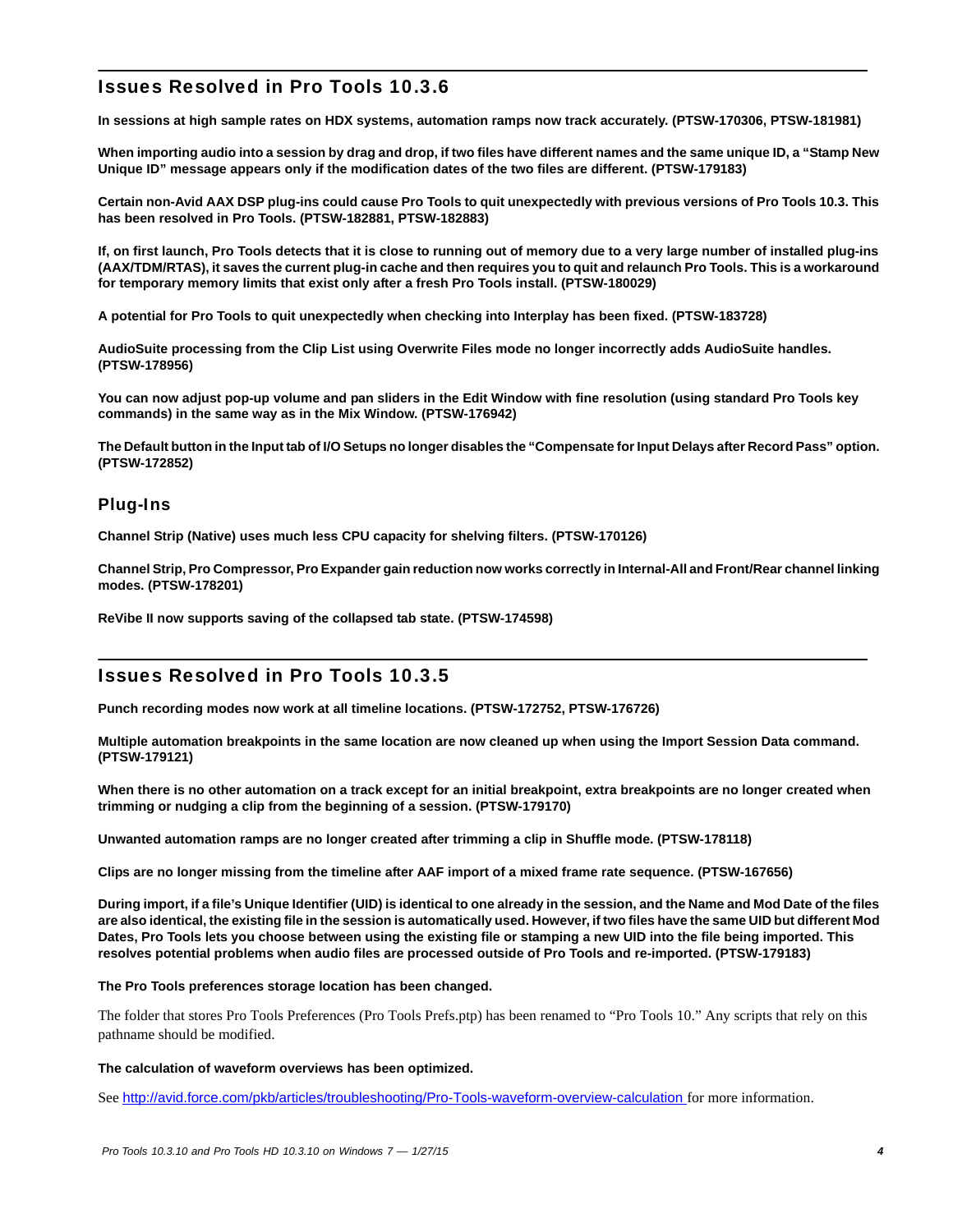## Issues Resolved in Pro Tools 10.3.6

**In sessions at high sample rates on HDX systems, automation ramps now track accurately. (PTSW-170306, PTSW-181981)**

**When importing audio into a session by drag and drop, if two files have different names and the same unique ID, a "Stamp New Unique ID" message appears only if the modification dates of the two files are different. (PTSW-179183)**

**Certain non-Avid AAX DSP plug-ins could cause Pro Tools to quit unexpectedly with previous versions of Pro Tools 10.3. This has been resolved in Pro Tools. (PTSW-182881, PTSW-182883)**

**If, on first launch, Pro Tools detects that it is close to running out of memory due to a very large number of installed plug-ins (AAX/TDM/RTAS), it saves the current plug-in cache and then requires you to quit and relaunch Pro Tools. This is a workaround for temporary memory limits that exist only after a fresh Pro Tools install. (PTSW-180029)**

**A potential for Pro Tools to quit unexpectedly when checking into Interplay has been fixed. (PTSW-183728)**

**AudioSuite processing from the Clip List using Overwrite Files mode no longer incorrectly adds AudioSuite handles. (PTSW-178956)**

**You can now adjust pop-up volume and pan sliders in the Edit Window with fine resolution (using standard Pro Tools key commands) in the same way as in the Mix Window. (PTSW-176942)**

**The Default button in the Input tab of I/O Setups no longer disables the "Compensate for Input Delays after Record Pass" option. (PTSW-172852)**

### Plug-Ins

**Channel Strip (Native) uses much less CPU capacity for shelving filters. (PTSW-170126)**

**Channel Strip, Pro Compressor, Pro Expander gain reduction now works correctly in Internal-All and Front/Rear channel linking modes. (PTSW-178201)**

**ReVibe II now supports saving of the collapsed tab state. (PTSW-174598)**

## Issues Resolved in Pro Tools 10.3.5

**Punch recording modes now work at all timeline locations. (PTSW-172752, PTSW-176726)**

**Multiple automation breakpoints in the same location are now cleaned up when using the Import Session Data command. (PTSW-179121)**

**When there is no other automation on a track except for an initial breakpoint, extra breakpoints are no longer created when trimming or nudging a clip from the beginning of a session. (PTSW-179170)**

**Unwanted automation ramps are no longer created after trimming a clip in Shuffle mode. (PTSW-178118)**

**Clips are no longer missing from the timeline after AAF import of a mixed frame rate sequence. (PTSW-167656)**

**During import, if a file's Unique Identifier (UID) is identical to one already in the session, and the Name and Mod Date of the files are also identical, the existing file in the session is automatically used. However, if two files have the same UID but different Mod Dates, Pro Tools lets you choose between using the existing file or stamping a new UID into the file being imported. This resolves potential problems when audio files are processed outside of Pro Tools and re-imported. (PTSW-179183)**

**The Pro Tools preferences storage location has been changed.**

The folder that stores Pro Tools Preferences (Pro Tools Prefs.ptp) has been renamed to "Pro Tools 10." Any scripts that rely on this pathname should be modified.

**The calculation of waveform overviews has been optimized.**

See http://avid.force.com/pkb/articles/troubleshooting/Pro-Tools-waveform-overview-calculation for more information.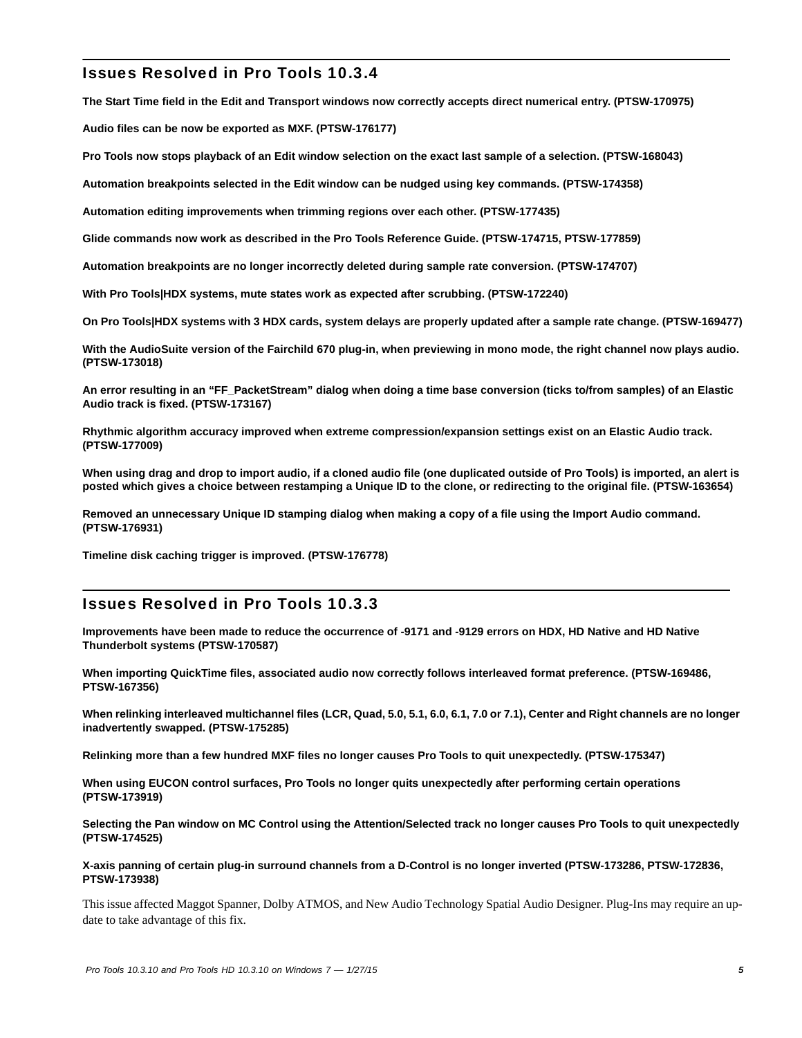## Issues Resolved in Pro Tools 10.3.4

**The Start Time field in the Edit and Transport windows now correctly accepts direct numerical entry. (PTSW-170975)**

**Audio files can be now be exported as MXF. (PTSW-176177)**

**Pro Tools now stops playback of an Edit window selection on the exact last sample of a selection. (PTSW-168043)**

**Automation breakpoints selected in the Edit window can be nudged using key commands. (PTSW-174358)**

**Automation editing improvements when trimming regions over each other. (PTSW-177435)**

**Glide commands now work as described in the Pro Tools Reference Guide. (PTSW-174715, PTSW-177859)**

**Automation breakpoints are no longer incorrectly deleted during sample rate conversion. (PTSW-174707)**

**With Pro Tools|HDX systems, mute states work as expected after scrubbing. (PTSW-172240)**

**On Pro Tools|HDX systems with 3 HDX cards, system delays are properly updated after a sample rate change. (PTSW-169477)**

**With the AudioSuite version of the Fairchild 670 plug-in, when previewing in mono mode, the right channel now plays audio. (PTSW-173018)**

**An error resulting in an "FF_PacketStream" dialog when doing a time base conversion (ticks to/from samples) of an Elastic Audio track is fixed. (PTSW-173167)**

**Rhythmic algorithm accuracy improved when extreme compression/expansion settings exist on an Elastic Audio track. (PTSW-177009)**

**When using drag and drop to import audio, if a cloned audio file (one duplicated outside of Pro Tools) is imported, an alert is posted which gives a choice between restamping a Unique ID to the clone, or redirecting to the original file. (PTSW-163654)**

**Removed an unnecessary Unique ID stamping dialog when making a copy of a file using the Import Audio command. (PTSW-176931)**

**Timeline disk caching trigger is improved. (PTSW-176778)**

## Issues Resolved in Pro Tools 10.3.3

**Improvements have been made to reduce the occurrence of -9171 and -9129 errors on HDX, HD Native and HD Native Thunderbolt systems (PTSW-170587)**

**When importing QuickTime files, associated audio now correctly follows interleaved format preference. (PTSW-169486, PTSW-167356)**

**When relinking interleaved multichannel files (LCR, Quad, 5.0, 5.1, 6.0, 6.1, 7.0 or 7.1), Center and Right channels are no longer inadvertently swapped. (PTSW-175285)**

**Relinking more than a few hundred MXF files no longer causes Pro Tools to quit unexpectedly. (PTSW-175347)**

**When using EUCON control surfaces, Pro Tools no longer quits unexpectedly after performing certain operations (PTSW-173919)**

**Selecting the Pan window on MC Control using the Attention/Selected track no longer causes Pro Tools to quit unexpectedly (PTSW-174525)**

**X-axis panning of certain plug-in surround channels from a D-Control is no longer inverted (PTSW-173286, PTSW-172836, PTSW-173938)**

This issue affected Maggot Spanner, Dolby ATMOS, and New Audio Technology Spatial Audio Designer. Plug-Ins may require an update to take advantage of this fix.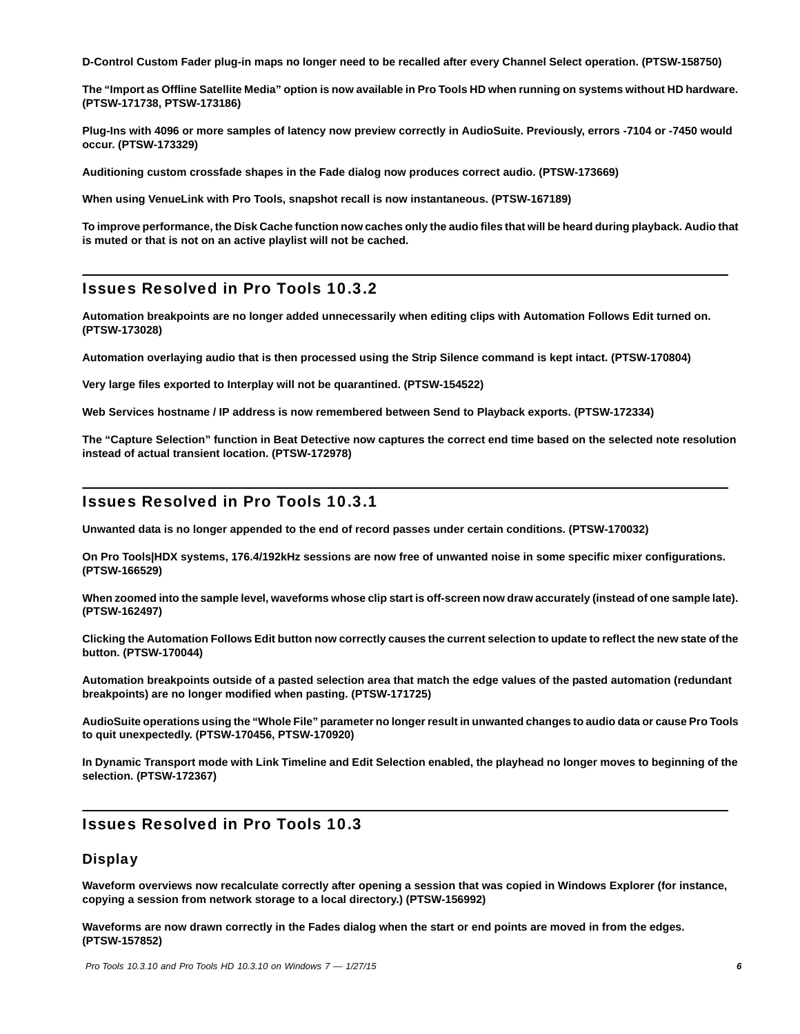**D-Control Custom Fader plug-in maps no longer need to be recalled after every Channel Select operation. (PTSW-158750)**

**The "Import as Offline Satellite Media" option is now available in Pro Tools HD when running on systems without HD hardware. (PTSW-171738, PTSW-173186)**

**Plug-Ins with 4096 or more samples of latency now preview correctly in AudioSuite. Previously, errors -7104 or -7450 would occur. (PTSW-173329)**

**Auditioning custom crossfade shapes in the Fade dialog now produces correct audio. (PTSW-173669)**

**When using VenueLink with Pro Tools, snapshot recall is now instantaneous. (PTSW-167189)**

**To improve performance, the Disk Cache function now caches only the audio files that will be heard during playback. Audio that is muted or that is not on an active playlist will not be cached.**

## Issues Resolved in Pro Tools 10.3.2

**Automation breakpoints are no longer added unnecessarily when editing clips with Automation Follows Edit turned on. (PTSW-173028)**

**Automation overlaying audio that is then processed using the Strip Silence command is kept intact. (PTSW-170804)**

**Very large files exported to Interplay will not be quarantined. (PTSW-154522)**

**Web Services hostname / IP address is now remembered between Send to Playback exports. (PTSW-172334)**

**The "Capture Selection" function in Beat Detective now captures the correct end time based on the selected note resolution instead of actual transient location. (PTSW-172978)**

## Issues Resolved in Pro Tools 10.3.1

**Unwanted data is no longer appended to the end of record passes under certain conditions. (PTSW-170032)**

**On Pro Tools|HDX systems, 176.4/192kHz sessions are now free of unwanted noise in some specific mixer configurations. (PTSW-166529)**

**When zoomed into the sample level, waveforms whose clip start is off-screen now draw accurately (instead of one sample late). (PTSW-162497)**

**Clicking the Automation Follows Edit button now correctly causes the current selection to update to reflect the new state of the button. (PTSW-170044)**

**Automation breakpoints outside of a pasted selection area that match the edge values of the pasted automation (redundant breakpoints) are no longer modified when pasting. (PTSW-171725)**

**AudioSuite operations using the "Whole File" parameter no longer result in unwanted changes to audio data or cause Pro Tools to quit unexpectedly. (PTSW-170456, PTSW-170920)**

**In Dynamic Transport mode with Link Timeline and Edit Selection enabled, the playhead no longer moves to beginning of the selection. (PTSW-172367)**

## Issues Resolved in Pro Tools 10.3

### Display

**Waveform overviews now recalculate correctly after opening a session that was copied in Windows Explorer (for instance, copying a session from network storage to a local directory.) (PTSW-156992)**

**Waveforms are now drawn correctly in the Fades dialog when the start or end points are moved in from the edges. (PTSW-157852)**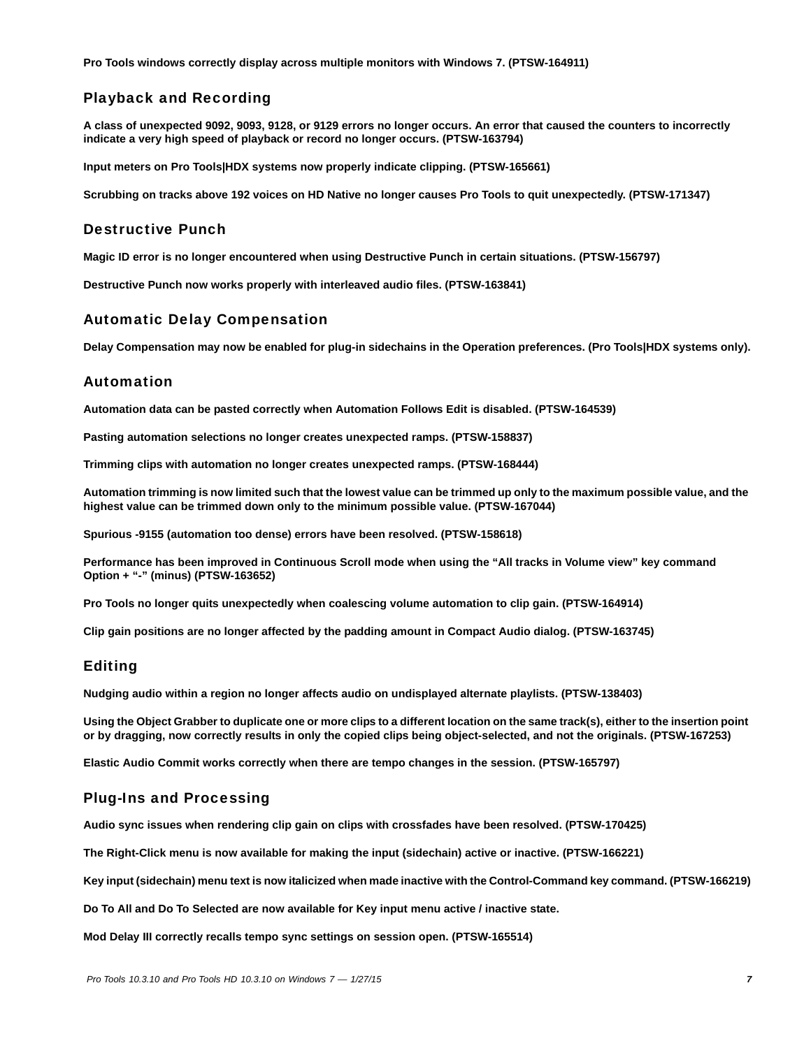Pro Tools windows correctly display across multiple monitors with Windows 7. (PTSW-164911)

## Playback and Recording

A class of unexpected 9092, 9093, 9128, or 9129 errors no longer occurs. An error that caused the counters to incorrectly indicate a very high speed of playback or record no longer occurs. (PTSW-163794)

Input meters on Pro Tools|HDX systems now properly indicate clipping. (PTSW-165661)

Scrubbing on tracks above 192 voices on HD Native no longer causes Pro Tools to quit unexpectedly. (PTSW-171347)

## Destructive Punch

Magic ID error is no longer encountered when using Destructive Punch in certain situations. (PTSW-156797)

Destructive Punch now works properly with interleaved audio files. (PTSW-163841)

## Automatic Delay Compensation

Delay Compensation may now be enabled for plug-in sidechains in the Operation preferences. (Pro Tools|HDX systems only).

## Automation

Automation data can be pasted correctly when Automation Follows Edit is disabled. (PTSW-164539)

Pasting automation selections no longer creates unexpected ramps. (PTSW-158837)

Trimming clips with automation no longer creates unexpected ramps. (PTSW-168444)

Automation trimming is now limited such that the lowest value can be trimmed up only to the maximum possible value, and the highest value can be trimmed down only to the minimum possible value. (PTSW-167044)

Spurious -9155 (automation too dense) errors have been resolved. (PTSW-158618)

Performance has been improved in Continuous Scroll mode when using the “All tracks in Volume view” key command Option + “-” (minus) (PTSW-163652)

Pro Tools no longer quits unexpectedly when coalescing volume automation to clip gain. (PTSW-164914)

Clip gain positions are no longer affected by the padding amount in Compact Audio dialog. (PTSW-163745)

## Editing

Nudging audio within a region no longer affects audio on undisplayed alternate playlists. (PTSW-138403)

Using the Object Grabber to duplicate one or more clips to a different location on the same track(s), either to the insertion point or by dragging, now correctly results in only the copied clips being object-selected, and not the originals. (PTSW-167253)

Elastic Audio Commit works correctly when there are tempo changes in the session. (PTSW-165797)

## Plug-Ins and Processing

Audio sync issues when rendering clip gain on clips with crossfades have been resolved. (PTSW-170425)

The Right-Click menu is now available for making the input (sidechain) active or inactive. (PTSW-166221)

Key input (sidechain) menu text is now italicized when made inactive with the Control-Command key command. (PTSW-166219)

Do To All and Do To Selected are now available for Key input menu active / inactive state.

Mod Delay III correctly recalls tempo sync settings on session open. (PTSW-165514)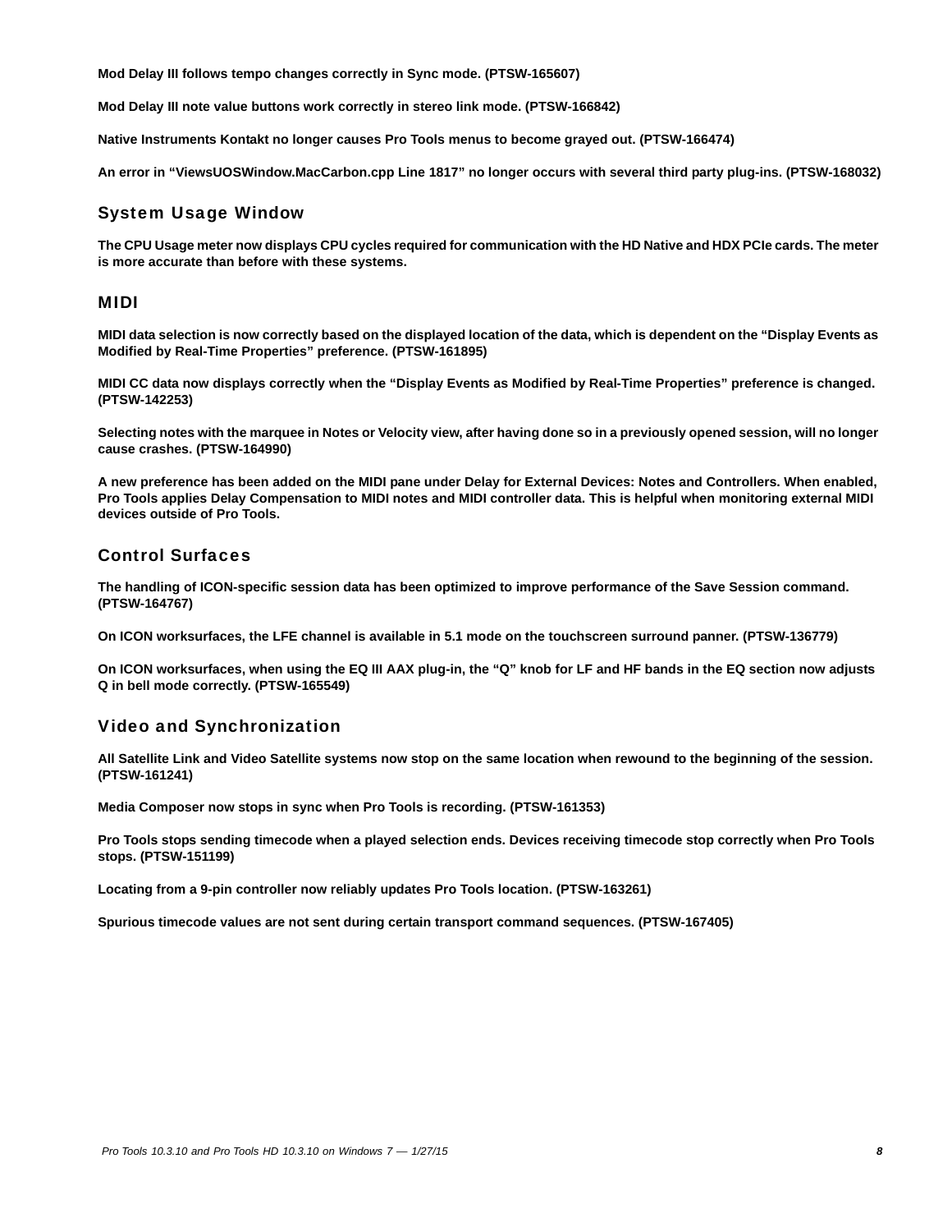**Mod Delay III follows tempo changes correctly in Sync mode. (PTSW-165607)**

**Mod Delay III note value buttons work correctly in stereo link mode. (PTSW-166842)**

**Native Instruments Kontakt no longer causes Pro Tools menus to become grayed out. (PTSW-166474)**

**An error in “ViewsUOSWindow.MacCarbon.cpp Line 1817” no longer occurs with several third party plug-ins. (PTSW-168032)**

## System Usage Window

**The CPU Usage meter now displays CPU cycles required for communication with the HD Native and HDX PCIe cards. The meter is more accurate than before with these systems.**

## MIDI

**MIDI data selection is now correctly based on the displayed location of the data, which is dependent on the “Display Events as Modified by Real-Time Properties” preference. (PTSW-161895)**

**MIDI CC data now displays correctly when the “Display Events as Modified by Real-Time Properties” preference is changed. (PTSW-142253)**

**Selecting notes with the marquee in Notes or Velocity view, after having done so in a previously opened session, will no longer cause crashes. (PTSW-164990)**

**A new preference has been added on the MIDI pane under Delay for External Devices: Notes and Controllers. When enabled, Pro Tools applies Delay Compensation to MIDI notes and MIDI controller data. This is helpful when monitoring external MIDI devices outside of Pro Tools.**

## Control Surfaces

**The handling of ICON-specific session data has been optimized to improve performance of the Save Session command. (PTSW-164767)**

**On ICON worksurfaces, the LFE channel is available in 5.1 mode on the touchscreen surround panner. (PTSW-136779)**

**On ICON worksurfaces, when using the EQ III AAX plug-in, the “Q” knob for LF and HF bands in the EQ section now adjusts Q in bell mode correctly. (PTSW-165549)**

## Video and Synchronization

**All Satellite Link and Video Satellite systems now stop on the same location when rewound to the beginning of the session. (PTSW-161241)**

**Media Composer now stops in sync when Pro Tools is recording. (PTSW-161353)**

**Pro Tools stops sending timecode when a played selection ends. Devices receiving timecode stop correctly when Pro Tools stops. (PTSW-151199)**

**Locating from a 9-pin controller now reliably updates Pro Tools location. (PTSW-163261)**

**Spurious timecode values are not sent during certain transport command sequences. (PTSW-167405)**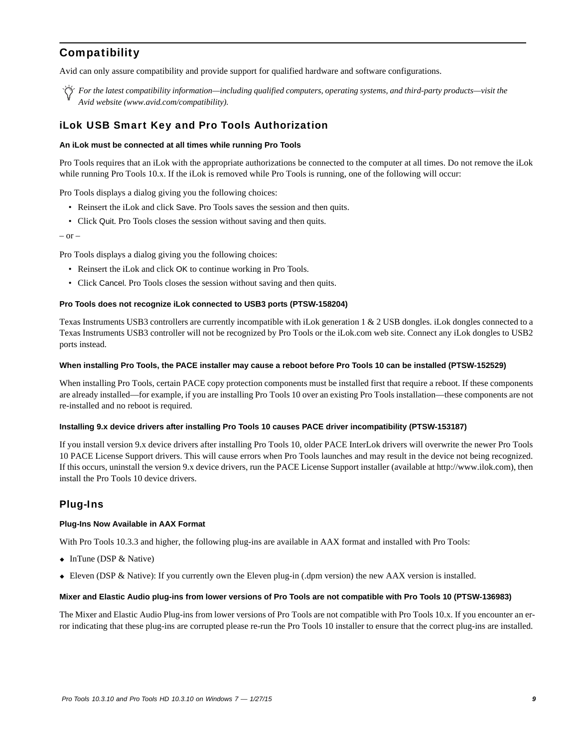## Compatibility

Avid can only assure compatibility and provide support for qualified hardware and software configurations.

*For the latest compatibility information—including qualified computers, operating systems, and third-party products—visit the Avid website (www.avid.com/compatibility).*

### iLok USB Smart Key and Pro Tools Authorization

#### An iLok must be connected at all times while running Pro Tools

Pro Tools requires that an iLok with the appropriate authorizations be connected to the computer at all times. Do not remove the iLok while running Pro Tools 10.x. If the iLok is removed while Pro Tools is running, one of the following will occur:

Pro Tools displays a dialog giving you the following choices:

- Reinsert the iLok and click Save. Pro Tools saves the session and then quits.
- Click Quit. Pro Tools closes the session without saving and then quits.

– or –

Pro Tools displays a dialog giving you the following choices:

- Reinsert the iLok and click OK to continue working in Pro Tools.
- Click Cancel. Pro Tools closes the session without saving and then quits.

#### Pro Tools does not recognize iLok connected to USB3 ports (PTSW-158204)

Texas Instruments USB3 controllers are currently incompatible with iLok generation 1 & 2 USB dongles. iLok dongles connected to a Texas Instruments USB3 controller will not be recognized by Pro Tools or the iLok.com web site. Connect any iLok dongles to USB2 ports instead.

#### When installing Pro Tools, the PACE installer may cause a reboot before Pro Tools 10 can be installed (PTSW-152529)

When installing Pro Tools, certain PACE copy protection components must be installed first that require a reboot. If these components are already installed—for example, if you are installing Pro Tools 10 over an existing Pro Tools installation—these components are not re-installed and no reboot is required.

#### Installing 9.x device drivers after installing Pro Tools 10 causes PACE driver incompatibility (PTSW-153187)

If you install version 9.x device drivers after installing Pro Tools 10, older PACE InterLok drivers will overwrite the newer Pro Tools 10 PACE License Support drivers. This will cause errors when Pro Tools launches and may result in the device not being recognized. If this occurs, uninstall the version 9.x device drivers, run the PACE License Support installer (available at http://www.ilok.com), then install the Pro Tools 10 device drivers.

### Plug-Ins

#### Plug-Ins Now Available in AAX Format

With Pro Tools 10.3.3 and higher, the following plug-ins are available in AAX format and installed with Pro Tools:

- InTune (DSP & Native)
- Eleven (DSP & Native): If you currently own the Eleven plug-in (.dpm version) the new AAX version is installed.

#### Mixer and Elastic Audio plug-ins from lower versions of Pro Tools are not compatible with Pro Tools 10 (PTSW-136983)

The Mixer and Elastic Audio Plug-ins from lower versions of Pro Tools are not compatible with Pro Tools 10.x. If you encounter an error indicating that these plug-ins are corrupted please re-run the Pro Tools 10 installer to ensure that the correct plug-ins are installed.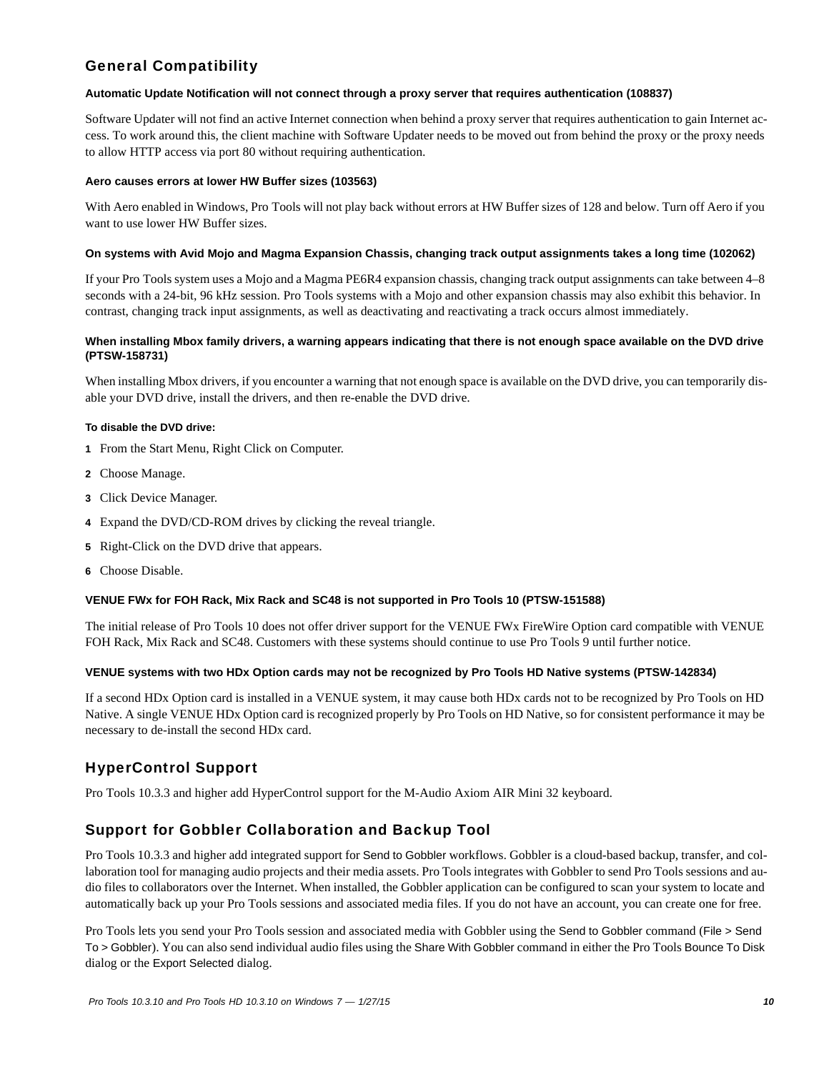## General Compatibility

#### Automatic Update Notification will not connect through a proxy server that requires authentication (108837)

Software Updater will not find an active Internet connection when behind a proxy server that requires authentication to gain Internet access. To work around this, the client machine with Software Updater needs to be moved out from behind the proxy or the proxy needs to allow HTTP access via port 80 without requiring authentication.

#### Aero causes errors at lower HW Buffer sizes (103563)

With Aero enabled in Windows, Pro Tools will not play back without errors at HW Buffer sizes of 128 and below. Turn off Aero if you want to use lower HW Buffer sizes.

#### On systems with Avid Mojo and Magma Expansion Chassis, changing track output assignments takes a long time (102062)

If your Pro Tools system uses a Mojo and a Magma PE6R4 expansion chassis, changing track output assignments can take between 4–8 seconds with a 24-bit, 96 kHz session. Pro Tools systems with a Mojo and other expansion chassis may also exhibit this behavior. In contrast, changing track input assignments, as well as deactivating and reactivating a track occurs almost immediately.

#### When installing Mbox family drivers, a warning appears indicating that there is not enough space available on the DVD drive (PTSW-158731)

When installing Mbox drivers, if you encounter a warning that not enough space is available on the DVD drive, you can temporarily disable your DVD drive, install the drivers, and then re-enable the DVD drive.

**To disable the DVD drive:**

1. From the Start Menu, Right Click on Computer.
2. Choose Manage.
3. Click Device Manager.
4. Expand the DVD/CD-ROM drives by clicking the reveal triangle.
5. Right-Click on the DVD drive that appears.
6. Choose Disable.

#### VENUE FWx for FOH Rack, Mix Rack and SC48 is not supported in Pro Tools 10 (PTSW-151588)

The initial release of Pro Tools 10 does not offer driver support for the VENUE FWx FireWire Option card compatible with VENUE FOH Rack, Mix Rack and SC48. Customers with these systems should continue to use Pro Tools 9 until further notice.

#### VENUE systems with two HDx Option cards may not be recognized by Pro Tools HD Native systems (PTSW-142834)

If a second HDx Option card is installed in a VENUE system, it may cause both HDx cards not to be recognized by Pro Tools on HD Native. A single VENUE HDx Option card is recognized properly by Pro Tools on HD Native, so for consistent performance it may be necessary to de-install the second HDx card.

## HyperControl Support

Pro Tools 10.3.3 and higher add HyperControl support for the M-Audio Axiom AIR Mini 32 keyboard.

## Support for Gobbler Collaboration and Backup Tool

Pro Tools 10.3.3 and higher add integrated support for Send to Gobbler workflows. Gobbler is a cloud-based backup, transfer, and collaboration tool for managing audio projects and their media assets. Pro Tools integrates with Gobbler to send Pro Tools sessions and audio files to collaborators over the Internet. When installed, the Gobbler application can be configured to scan your system to locate and automatically back up your Pro Tools sessions and associated media files. If you do not have an account, you can create one for free.

Pro Tools lets you send your Pro Tools session and associated media with Gobbler using the Send to Gobbler command (File > Send To > Gobbler). You can also send individual audio files using the Share With Gobbler command in either the Pro Tools Bounce To Disk dialog or the Export Selected dialog.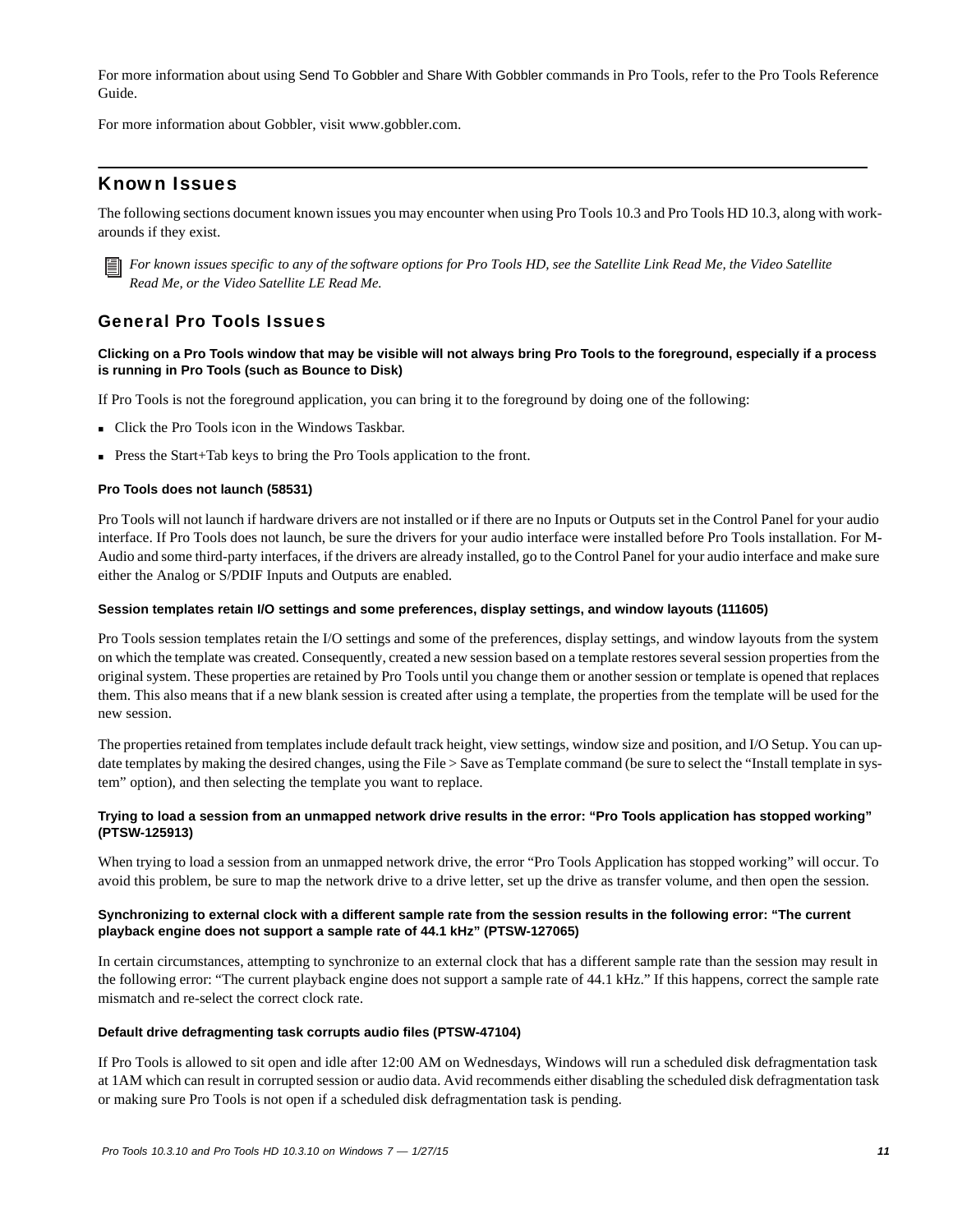For more information about using Send To Gobbler and Share With Gobbler commands in Pro Tools, refer to the Pro Tools Reference Guide.

For more information about Gobbler, visit www.gobbler.com.

## Known Issues

The following sections document known issues you may encounter when using Pro Tools 10.3 and Pro Tools HD 10.3, along with work-arounds if they exist.

*For known issues specific to any of the software options for Pro Tools HD, see the Satellite Link Read Me, the Video Satellite Read Me, or the Video Satellite LE Read Me.*

### General Pro Tools Issues

#### Clicking on a Pro Tools window that may be visible will not always bring Pro Tools to the foreground, especially if a process is running in Pro Tools (such as Bounce to Disk)

If Pro Tools is not the foreground application, you can bring it to the foreground by doing one of the following:

- Click the Pro Tools icon in the Windows Taskbar.
- Press the Start+Tab keys to bring the Pro Tools application to the front.

#### Pro Tools does not launch (58531)

Pro Tools will not launch if hardware drivers are not installed or if there are no Inputs or Outputs set in the Control Panel for your audio interface. If Pro Tools does not launch, be sure the drivers for your audio interface were installed before Pro Tools installation. For M-Audio and some third-party interfaces, if the drivers are already installed, go to the Control Panel for your audio interface and make sure either the Analog or S/PDIF Inputs and Outputs are enabled.

#### Session templates retain I/O settings and some preferences, display settings, and window layouts (111605)

Pro Tools session templates retain the I/O settings and some of the preferences, display settings, and window layouts from the system on which the template was created. Consequently, created a new session based on a template restores several session properties from the original system. These properties are retained by Pro Tools until you change them or another session or template is opened that replaces them. This also means that if a new blank session is created after using a template, the properties from the template will be used for the new session.

The properties retained from templates include default track height, view settings, window size and position, and I/O Setup. You can update templates by making the desired changes, using the File > Save as Template command (be sure to select the "Install template in system" option), and then selecting the template you want to replace.

#### Trying to load a session from an unmapped network drive results in the error: "Pro Tools application has stopped working" (PTSW-125913)

When trying to load a session from an unmapped network drive, the error "Pro Tools Application has stopped working" will occur. To avoid this problem, be sure to map the network drive to a drive letter, set up the drive as transfer volume, and then open the session.

#### Synchronizing to external clock with a different sample rate from the session results in the following error: "The current playback engine does not support a sample rate of 44.1 kHz" (PTSW-127065)

In certain circumstances, attempting to synchronize to an external clock that has a different sample rate than the session may result in the following error: "The current playback engine does not support a sample rate of 44.1 kHz." If this happens, correct the sample rate mismatch and re-select the correct clock rate.

#### Default drive defragmenting task corrupts audio files (PTSW-47104)

If Pro Tools is allowed to sit open and idle after 12:00 AM on Wednesdays, Windows will run a scheduled disk defragmentation task at 1AM which can result in corrupted session or audio data. Avid recommends either disabling the scheduled disk defragmentation task or making sure Pro Tools is not open if a scheduled disk defragmentation task is pending.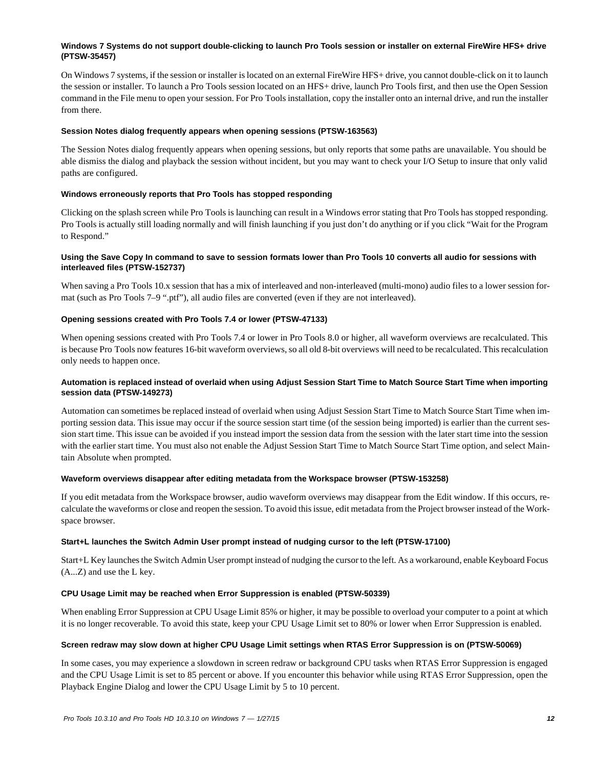#### Windows 7 Systems do not support double-clicking to launch Pro Tools session or installer on external FireWire HFS+ drive (PTSW-35457)

On Windows 7 systems, if the session or installer is located on an external FireWire HFS+ drive, you cannot double-click on it to launch the session or installer. To launch a Pro Tools session located on an HFS+ drive, launch Pro Tools first, and then use the Open Session command in the File menu to open your session. For Pro Tools installation, copy the installer onto an internal drive, and run the installer from there.

#### Session Notes dialog frequently appears when opening sessions (PTSW-163563)

The Session Notes dialog frequently appears when opening sessions, but only reports that some paths are unavailable. You should be able dismiss the dialog and playback the session without incident, but you may want to check your I/O Setup to insure that only valid paths are configured.

#### Windows erroneously reports that Pro Tools has stopped responding

Clicking on the splash screen while Pro Tools is launching can result in a Windows error stating that Pro Tools has stopped responding. Pro Tools is actually still loading normally and will finish launching if you just don't do anything or if you click "Wait for the Program to Respond."

#### Using the Save Copy In command to save to session formats lower than Pro Tools 10 converts all audio for sessions with interleaved files (PTSW-152737)

When saving a Pro Tools 10.x session that has a mix of interleaved and non-interleaved (multi-mono) audio files to a lower session format (such as Pro Tools 7–9 ".ptf"), all audio files are converted (even if they are not interleaved).

#### Opening sessions created with Pro Tools 7.4 or lower (PTSW-47133)

When opening sessions created with Pro Tools 7.4 or lower in Pro Tools 8.0 or higher, all waveform overviews are recalculated. This is because Pro Tools now features 16-bit waveform overviews, so all old 8-bit overviews will need to be recalculated. This recalculation only needs to happen once.

#### Automation is replaced instead of overlaid when using Adjust Session Start Time to Match Source Start Time when importing session data (PTSW-149273)

Automation can sometimes be replaced instead of overlaid when using Adjust Session Start Time to Match Source Start Time when importing session data. This issue may occur if the source session start time (of the session being imported) is earlier than the current session start time. This issue can be avoided if you instead import the session data from the session with the later start time into the session with the earlier start time. You must also not enable the Adjust Session Start Time to Match Source Start Time option, and select Maintain Absolute when prompted.

#### Waveform overviews disappear after editing metadata from the Workspace browser (PTSW-153258)

If you edit metadata from the Workspace browser, audio waveform overviews may disappear from the Edit window. If this occurs, recalculate the waveforms or close and reopen the session. To avoid this issue, edit metadata from the Project browser instead of the Workspace browser.

#### Start+L launches the Switch Admin User prompt instead of nudging cursor to the left (PTSW-17100)

Start+L Key launches the Switch Admin User prompt instead of nudging the cursor to the left. As a workaround, enable Keyboard Focus (A...Z) and use the L key.

#### CPU Usage Limit may be reached when Error Suppression is enabled (PTSW-50339)

When enabling Error Suppression at CPU Usage Limit 85% or higher, it may be possible to overload your computer to a point at which it is no longer recoverable. To avoid this state, keep your CPU Usage Limit set to 80% or lower when Error Suppression is enabled.

#### Screen redraw may slow down at higher CPU Usage Limit settings when RTAS Error Suppression is on (PTSW-50069)

In some cases, you may experience a slowdown in screen redraw or background CPU tasks when RTAS Error Suppression is engaged and the CPU Usage Limit is set to 85 percent or above. If you encounter this behavior while using RTAS Error Suppression, open the Playback Engine Dialog and lower the CPU Usage Limit by 5 to 10 percent.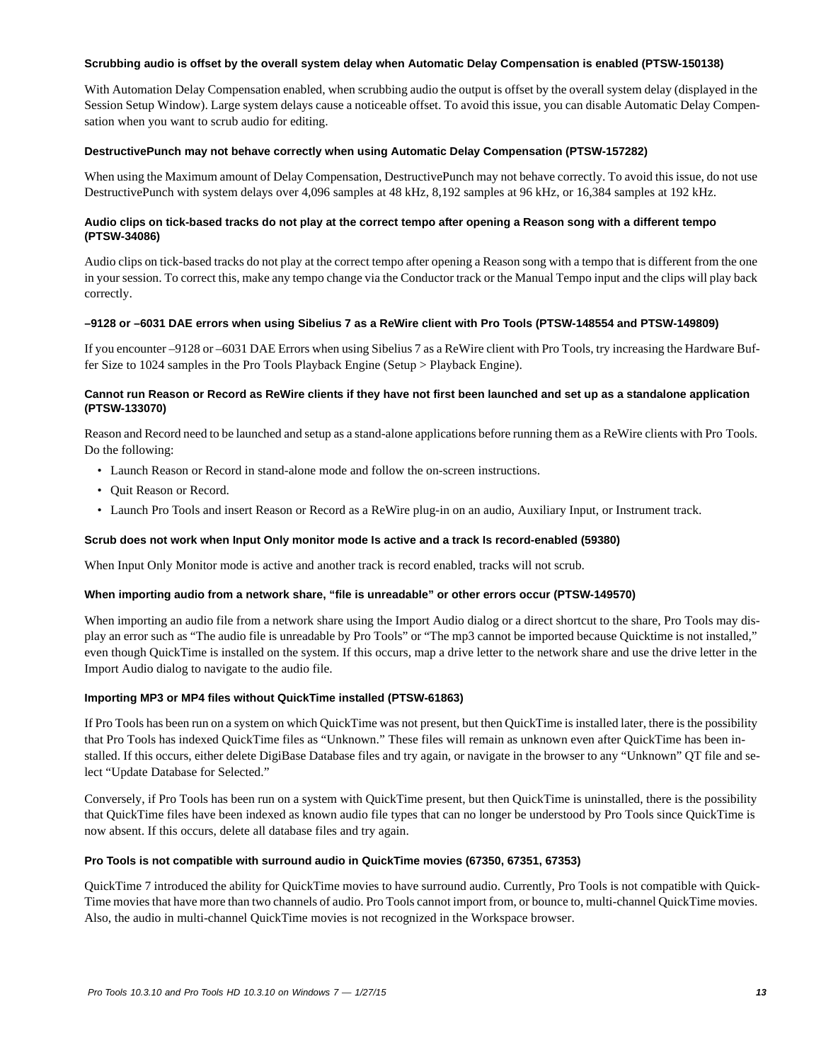#### Scrubbing audio is offset by the overall system delay when Automatic Delay Compensation is enabled (PTSW-150138)

With Automation Delay Compensation enabled, when scrubbing audio the output is offset by the overall system delay (displayed in the Session Setup Window). Large system delays cause a noticeable offset. To avoid this issue, you can disable Automatic Delay Compensation when you want to scrub audio for editing.

#### DestructivePunch may not behave correctly when using Automatic Delay Compensation (PTSW-157282)

When using the Maximum amount of Delay Compensation, DestructivePunch may not behave correctly. To avoid this issue, do not use DestructivePunch with system delays over 4,096 samples at 48 kHz, 8,192 samples at 96 kHz, or 16,384 samples at 192 kHz.

#### Audio clips on tick-based tracks do not play at the correct tempo after opening a Reason song with a different tempo (PTSW-34086)

Audio clips on tick-based tracks do not play at the correct tempo after opening a Reason song with a tempo that is different from the one in your session. To correct this, make any tempo change via the Conductor track or the Manual Tempo input and the clips will play back correctly.

#### –9128 or –6031 DAE errors when using Sibelius 7 as a ReWire client with Pro Tools (PTSW-148554 and PTSW-149809)

If you encounter –9128 or –6031 DAE Errors when using Sibelius 7 as a ReWire client with Pro Tools, try increasing the Hardware Buffer Size to 1024 samples in the Pro Tools Playback Engine (Setup > Playback Engine).

#### Cannot run Reason or Record as ReWire clients if they have not first been launched and set up as a standalone application (PTSW-133070)

Reason and Record need to be launched and setup as a stand-alone applications before running them as a ReWire clients with Pro Tools. Do the following:

- Launch Reason or Record in stand-alone mode and follow the on-screen instructions.
- Quit Reason or Record.
- Launch Pro Tools and insert Reason or Record as a ReWire plug-in on an audio, Auxiliary Input, or Instrument track.

#### Scrub does not work when Input Only monitor mode Is active and a track Is record-enabled (59380)

When Input Only Monitor mode is active and another track is record enabled, tracks will not scrub.

#### When importing audio from a network share, "file is unreadable" or other errors occur (PTSW-149570)

When importing an audio file from a network share using the Import Audio dialog or a direct shortcut to the share, Pro Tools may display an error such as "The audio file is unreadable by Pro Tools" or "The mp3 cannot be imported because Quicktime is not installed," even though QuickTime is installed on the system. If this occurs, map a drive letter to the network share and use the drive letter in the Import Audio dialog to navigate to the audio file.

#### Importing MP3 or MP4 files without QuickTime installed (PTSW-61863)

If Pro Tools has been run on a system on which QuickTime was not present, but then QuickTime is installed later, there is the possibility that Pro Tools has indexed QuickTime files as "Unknown." These files will remain as unknown even after QuickTime has been installed. If this occurs, either delete DigiBase Database files and try again, or navigate in the browser to any "Unknown" QT file and select "Update Database for Selected."

Conversely, if Pro Tools has been run on a system with QuickTime present, but then QuickTime is uninstalled, there is the possibility that QuickTime files have been indexed as known audio file types that can no longer be understood by Pro Tools since QuickTime is now absent. If this occurs, delete all database files and try again.

#### Pro Tools is not compatible with surround audio in QuickTime movies (67350, 67351, 67353)

QuickTime 7 introduced the ability for QuickTime movies to have surround audio. Currently, Pro Tools is not compatible with QuickTime movies that have more than two channels of audio. Pro Tools cannot import from, or bounce to, multi-channel QuickTime movies. Also, the audio in multi-channel QuickTime movies is not recognized in the Workspace browser.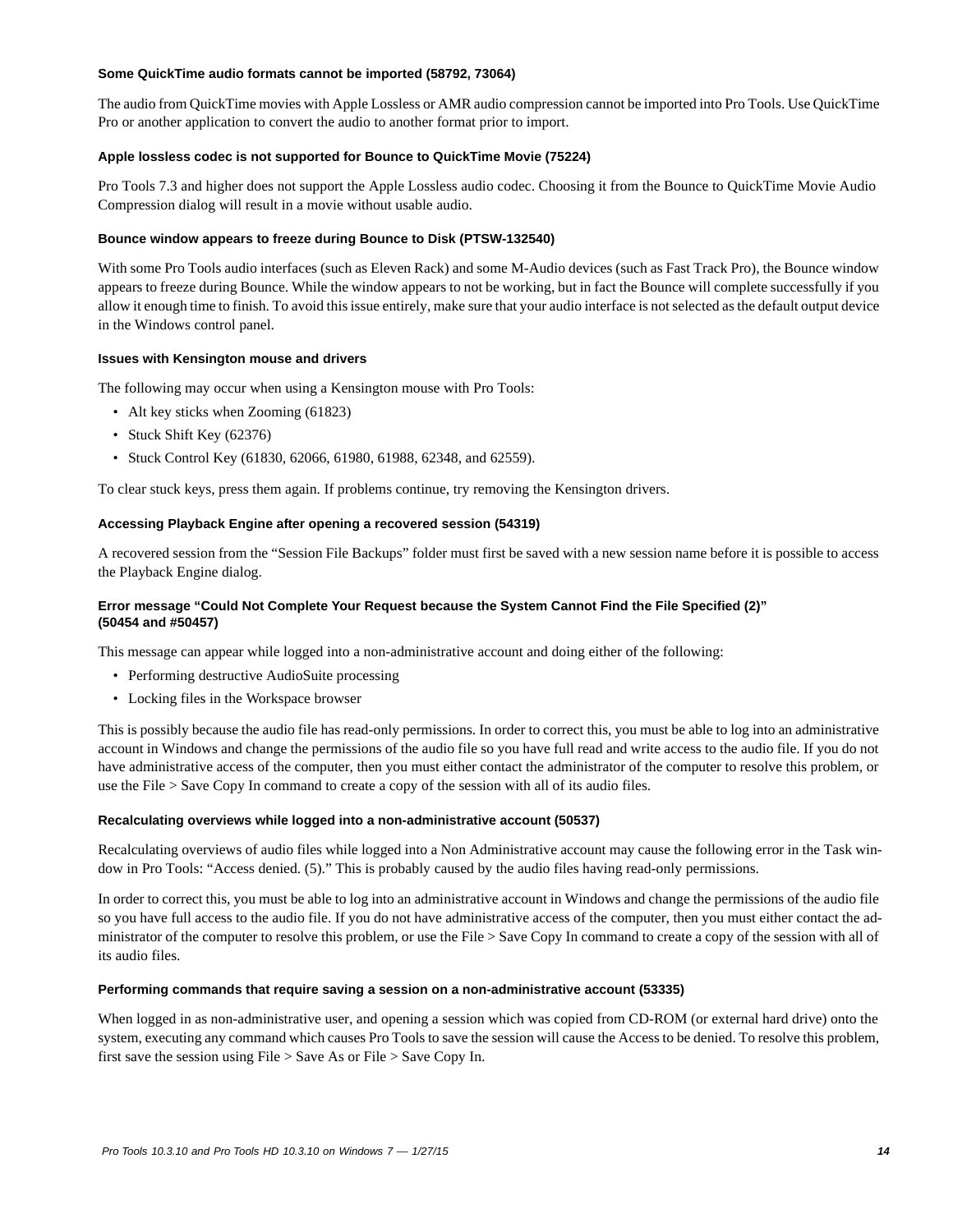#### Some QuickTime audio formats cannot be imported (58792, 73064)

The audio from QuickTime movies with Apple Lossless or AMR audio compression cannot be imported into Pro Tools. Use QuickTime Pro or another application to convert the audio to another format prior to import.

#### Apple lossless codec is not supported for Bounce to QuickTime Movie (75224)

Pro Tools 7.3 and higher does not support the Apple Lossless audio codec. Choosing it from the Bounce to QuickTime Movie Audio Compression dialog will result in a movie without usable audio.

#### Bounce window appears to freeze during Bounce to Disk (PTSW-132540)

With some Pro Tools audio interfaces (such as Eleven Rack) and some M-Audio devices (such as Fast Track Pro), the Bounce window appears to freeze during Bounce. While the window appears to not be working, but in fact the Bounce will complete successfully if you allow it enough time to finish. To avoid this issue entirely, make sure that your audio interface is not selected as the default output device in the Windows control panel.

#### Issues with Kensington mouse and drivers

The following may occur when using a Kensington mouse with Pro Tools:

- Alt key sticks when Zooming (61823)
- Stuck Shift Key (62376)
- Stuck Control Key (61830, 62066, 61980, 61988, 62348, and 62559).

To clear stuck keys, press them again. If problems continue, try removing the Kensington drivers.

#### Accessing Playback Engine after opening a recovered session (54319)

A recovered session from the "Session File Backups" folder must first be saved with a new session name before it is possible to access the Playback Engine dialog.

#### Error message "Could Not Complete Your Request because the System Cannot Find the File Specified (2)" (50454 and #50457)

This message can appear while logged into a non-administrative account and doing either of the following:

- Performing destructive AudioSuite processing
- Locking files in the Workspace browser

This is possibly because the audio file has read-only permissions. In order to correct this, you must be able to log into an administrative account in Windows and change the permissions of the audio file so you have full read and write access to the audio file. If you do not have administrative access of the computer, then you must either contact the administrator of the computer to resolve this problem, or use the File > Save Copy In command to create a copy of the session with all of its audio files.

#### Recalculating overviews while logged into a non-administrative account (50537)

Recalculating overviews of audio files while logged into a Non Administrative account may cause the following error in the Task window in Pro Tools: "Access denied. (5)." This is probably caused by the audio files having read-only permissions.

In order to correct this, you must be able to log into an administrative account in Windows and change the permissions of the audio file so you have full access to the audio file. If you do not have administrative access of the computer, then you must either contact the administrator of the computer to resolve this problem, or use the File > Save Copy In command to create a copy of the session with all of its audio files.

#### Performing commands that require saving a session on a non-administrative account (53335)

When logged in as non-administrative user, and opening a session which was copied from CD-ROM (or external hard drive) onto the system, executing any command which causes Pro Tools to save the session will cause the Access to be denied. To resolve this problem, first save the session using File > Save As or File > Save Copy In.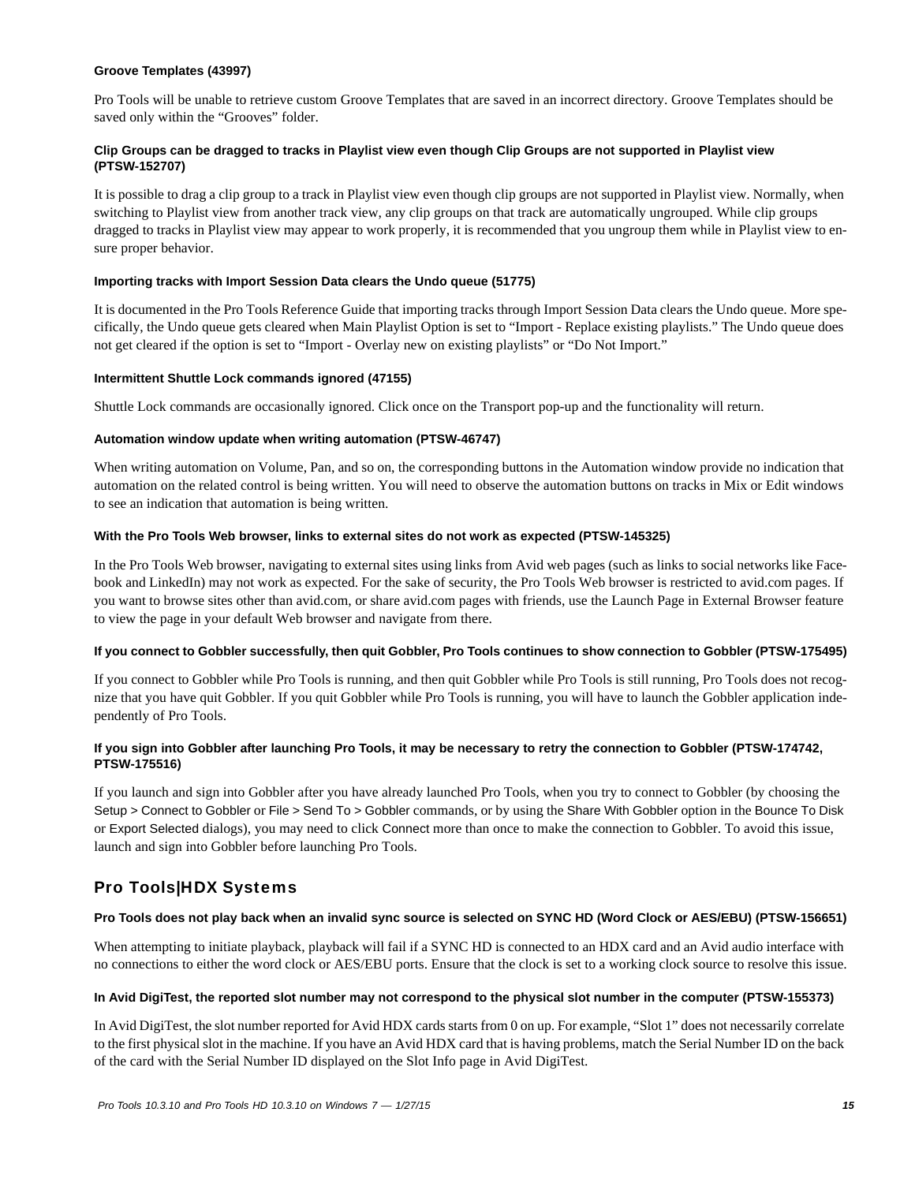#### Groove Templates (43997)

Pro Tools will be unable to retrieve custom Groove Templates that are saved in an incorrect directory. Groove Templates should be saved only within the "Grooves" folder.

#### Clip Groups can be dragged to tracks in Playlist view even though Clip Groups are not supported in Playlist view (PTSW-152707)

It is possible to drag a clip group to a track in Playlist view even though clip groups are not supported in Playlist view. Normally, when switching to Playlist view from another track view, any clip groups on that track are automatically ungrouped. While clip groups dragged to tracks in Playlist view may appear to work properly, it is recommended that you ungroup them while in Playlist view to ensure proper behavior.

#### Importing tracks with Import Session Data clears the Undo queue (51775)

It is documented in the Pro Tools Reference Guide that importing tracks through Import Session Data clears the Undo queue. More specifically, the Undo queue gets cleared when Main Playlist Option is set to "Import - Replace existing playlists." The Undo queue does not get cleared if the option is set to "Import - Overlay new on existing playlists" or "Do Not Import."

#### Intermittent Shuttle Lock commands ignored (47155)

Shuttle Lock commands are occasionally ignored. Click once on the Transport pop-up and the functionality will return.

#### Automation window update when writing automation (PTSW-46747)

When writing automation on Volume, Pan, and so on, the corresponding buttons in the Automation window provide no indication that automation on the related control is being written. You will need to observe the automation buttons on tracks in Mix or Edit windows to see an indication that automation is being written.

#### With the Pro Tools Web browser, links to external sites do not work as expected (PTSW-145325)

In the Pro Tools Web browser, navigating to external sites using links from Avid web pages (such as links to social networks like Facebook and LinkedIn) may not work as expected. For the sake of security, the Pro Tools Web browser is restricted to avid.com pages. If you want to browse sites other than avid.com, or share avid.com pages with friends, use the Launch Page in External Browser feature to view the page in your default Web browser and navigate from there.

#### If you connect to Gobbler successfully, then quit Gobbler, Pro Tools continues to show connection to Gobbler (PTSW-175495)

If you connect to Gobbler while Pro Tools is running, and then quit Gobbler while Pro Tools is still running, Pro Tools does not recognize that you have quit Gobbler. If you quit Gobbler while Pro Tools is running, you will have to launch the Gobbler application independently of Pro Tools.

#### If you sign into Gobbler after launching Pro Tools, it may be necessary to retry the connection to Gobbler (PTSW-174742, PTSW-175516)

If you launch and sign into Gobbler after you have already launched Pro Tools, when you try to connect to Gobbler (by choosing the Setup > Connect to Gobbler or File > Send To > Gobbler commands, or by using the Share With Gobbler option in the Bounce To Disk or Export Selected dialogs), you may need to click Connect more than once to make the connection to Gobbler. To avoid this issue, launch and sign into Gobbler before launching Pro Tools.

## Pro Tools|HDX Systems

#### Pro Tools does not play back when an invalid sync source is selected on SYNC HD (Word Clock or AES/EBU) (PTSW-156651)

When attempting to initiate playback, playback will fail if a SYNC HD is connected to an HDX card and an Avid audio interface with no connections to either the word clock or AES/EBU ports. Ensure that the clock is set to a working clock source to resolve this issue.

#### In Avid DigiTest, the reported slot number may not correspond to the physical slot number in the computer (PTSW-155373)

In Avid DigiTest, the slot number reported for Avid HDX cards starts from 0 on up. For example, "Slot 1" does not necessarily correlate to the first physical slot in the machine. If you have an Avid HDX card that is having problems, match the Serial Number ID on the back of the card with the Serial Number ID displayed on the Slot Info page in Avid DigiTest.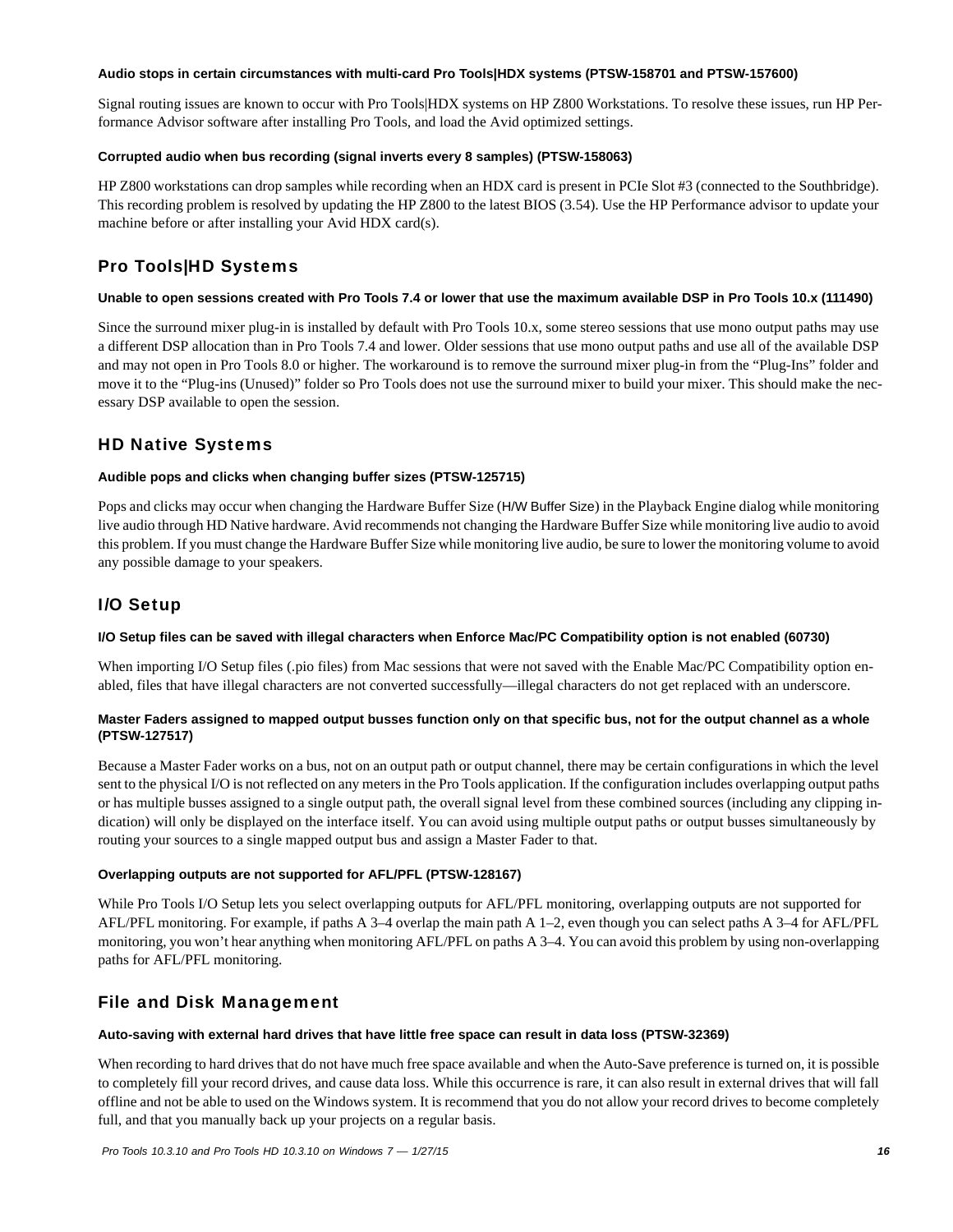#### Audio stops in certain circumstances with multi-card Pro Tools|HDX systems (PTSW-158701 and PTSW-157600)

Signal routing issues are known to occur with Pro Tools|HDX systems on HP Z800 Workstations. To resolve these issues, run HP Performance Advisor software after installing Pro Tools, and load the Avid optimized settings.

#### Corrupted audio when bus recording (signal inverts every 8 samples) (PTSW-158063)

HP Z800 workstations can drop samples while recording when an HDX card is present in PCIe Slot #3 (connected to the Southbridge). This recording problem is resolved by updating the HP Z800 to the latest BIOS (3.54). Use the HP Performance advisor to update your machine before or after installing your Avid HDX card(s).

## Pro Tools|HD Systems

#### Unable to open sessions created with Pro Tools 7.4 or lower that use the maximum available DSP in Pro Tools 10.x (111490)

Since the surround mixer plug-in is installed by default with Pro Tools 10.x, some stereo sessions that use mono output paths may use a different DSP allocation than in Pro Tools 7.4 and lower. Older sessions that use mono output paths and use all of the available DSP and may not open in Pro Tools 8.0 or higher. The workaround is to remove the surround mixer plug-in from the “Plug-Ins” folder and move it to the “Plug-ins (Unused)” folder so Pro Tools does not use the surround mixer to build your mixer. This should make the necessary DSP available to open the session.

## HD Native Systems

#### Audible pops and clicks when changing buffer sizes (PTSW-125715)

Pops and clicks may occur when changing the Hardware Buffer Size (H/W Buffer Size) in the Playback Engine dialog while monitoring live audio through HD Native hardware. Avid recommends not changing the Hardware Buffer Size while monitoring live audio to avoid this problem. If you must change the Hardware Buffer Size while monitoring live audio, be sure to lower the monitoring volume to avoid any possible damage to your speakers.

## I/O Setup

#### I/O Setup files can be saved with illegal characters when Enforce Mac/PC Compatibility option is not enabled (60730)

When importing I/O Setup files (.pio files) from Mac sessions that were not saved with the Enable Mac/PC Compatibility option enabled, files that have illegal characters are not converted successfully—illegal characters do not get replaced with an underscore.

#### Master Faders assigned to mapped output busses function only on that specific bus, not for the output channel as a whole (PTSW-127517)

Because a Master Fader works on a bus, not on an output path or output channel, there may be certain configurations in which the level sent to the physical I/O is not reflected on any meters in the Pro Tools application. If the configuration includes overlapping output paths or has multiple busses assigned to a single output path, the overall signal level from these combined sources (including any clipping indication) will only be displayed on the interface itself. You can avoid using multiple output paths or output busses simultaneously by routing your sources to a single mapped output bus and assign a Master Fader to that.

#### Overlapping outputs are not supported for AFL/PFL (PTSW-128167)

While Pro Tools I/O Setup lets you select overlapping outputs for AFL/PFL monitoring, overlapping outputs are not supported for AFL/PFL monitoring. For example, if paths A 3–4 overlap the main path A 1–2, even though you can select paths A 3–4 for AFL/PFL monitoring, you won’t hear anything when monitoring AFL/PFL on paths A 3–4. You can avoid this problem by using non-overlapping paths for AFL/PFL monitoring.

## File and Disk Management

#### Auto-saving with external hard drives that have little free space can result in data loss (PTSW-32369)

When recording to hard drives that do not have much free space available and when the Auto-Save preference is turned on, it is possible to completely fill your record drives, and cause data loss. While this occurrence is rare, it can also result in external drives that will fall offline and not be able to used on the Windows system. It is recommend that you do not allow your record drives to become completely full, and that you manually back up your projects on a regular basis.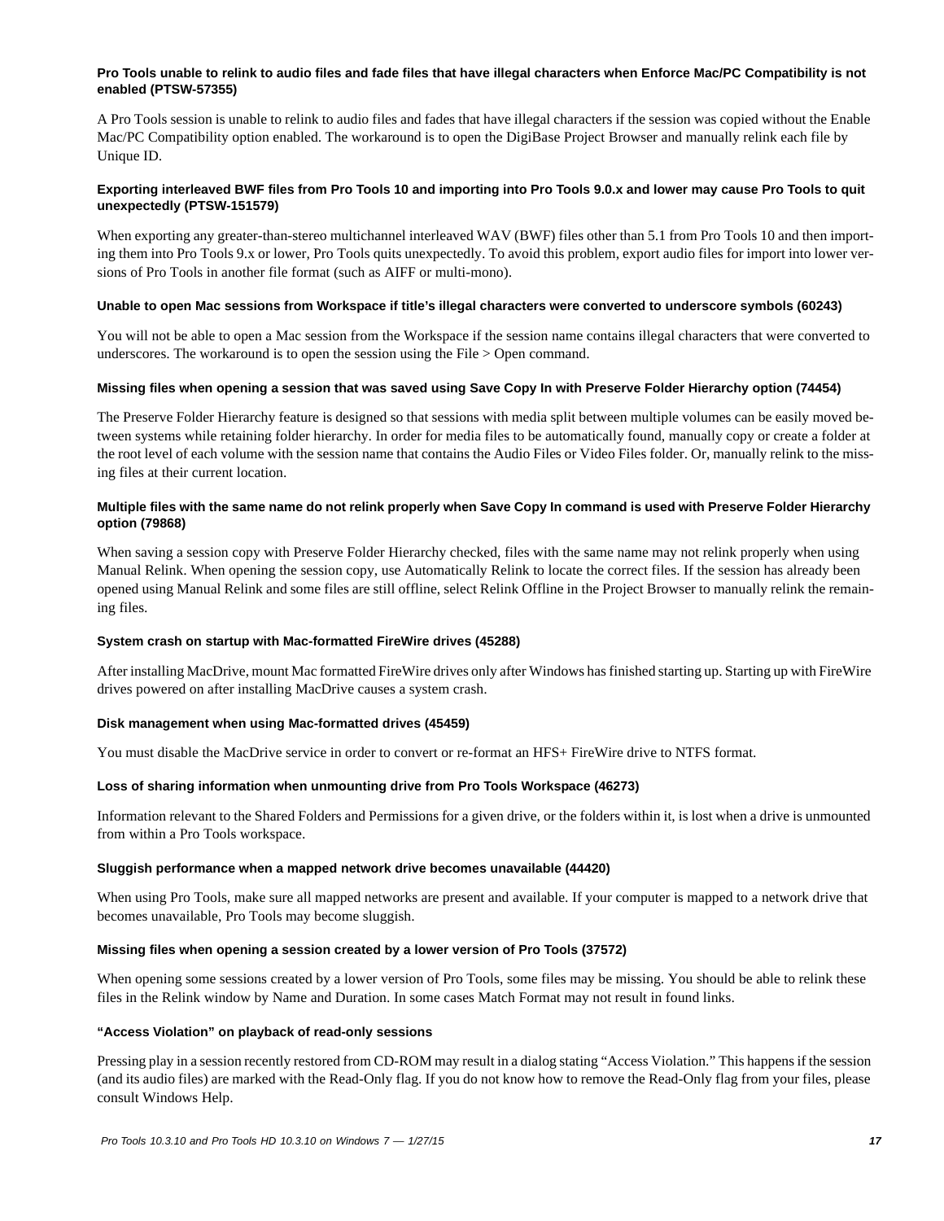#### Pro Tools unable to relink to audio files and fade files that have illegal characters when Enforce Mac/PC Compatibility is not enabled (PTSW-57355)

A Pro Tools session is unable to relink to audio files and fades that have illegal characters if the session was copied without the Enable Mac/PC Compatibility option enabled. The workaround is to open the DigiBase Project Browser and manually relink each file by Unique ID.

#### Exporting interleaved BWF files from Pro Tools 10 and importing into Pro Tools 9.0.x and lower may cause Pro Tools to quit unexpectedly (PTSW-151579)

When exporting any greater-than-stereo multichannel interleaved WAV (BWF) files other than 5.1 from Pro Tools 10 and then importing them into Pro Tools 9.x or lower, Pro Tools quits unexpectedly. To avoid this problem, export audio files for import into lower versions of Pro Tools in another file format (such as AIFF or multi-mono).

#### Unable to open Mac sessions from Workspace if title's illegal characters were converted to underscore symbols (60243)

You will not be able to open a Mac session from the Workspace if the session name contains illegal characters that were converted to underscores. The workaround is to open the session using the File > Open command.

#### Missing files when opening a session that was saved using Save Copy In with Preserve Folder Hierarchy option (74454)

The Preserve Folder Hierarchy feature is designed so that sessions with media split between multiple volumes can be easily moved between systems while retaining folder hierarchy. In order for media files to be automatically found, manually copy or create a folder at the root level of each volume with the session name that contains the Audio Files or Video Files folder. Or, manually relink to the missing files at their current location.

#### Multiple files with the same name do not relink properly when Save Copy In command is used with Preserve Folder Hierarchy option (79868)

When saving a session copy with Preserve Folder Hierarchy checked, files with the same name may not relink properly when using Manual Relink. When opening the session copy, use Automatically Relink to locate the correct files. If the session has already been opened using Manual Relink and some files are still offline, select Relink Offline in the Project Browser to manually relink the remaining files.

#### System crash on startup with Mac-formatted FireWire drives (45288)

After installing MacDrive, mount Mac formatted FireWire drives only after Windows has finished starting up. Starting up with FireWire drives powered on after installing MacDrive causes a system crash.

#### Disk management when using Mac-formatted drives (45459)

You must disable the MacDrive service in order to convert or re-format an HFS+ FireWire drive to NTFS format.

#### Loss of sharing information when unmounting drive from Pro Tools Workspace (46273)

Information relevant to the Shared Folders and Permissions for a given drive, or the folders within it, is lost when a drive is unmounted from within a Pro Tools workspace.

#### Sluggish performance when a mapped network drive becomes unavailable (44420)

When using Pro Tools, make sure all mapped networks are present and available. If your computer is mapped to a network drive that becomes unavailable, Pro Tools may become sluggish.

#### Missing files when opening a session created by a lower version of Pro Tools (37572)

When opening some sessions created by a lower version of Pro Tools, some files may be missing. You should be able to relink these files in the Relink window by Name and Duration. In some cases Match Format may not result in found links.

#### "Access Violation" on playback of read-only sessions

Pressing play in a session recently restored from CD-ROM may result in a dialog stating "Access Violation." This happens if the session (and its audio files) are marked with the Read-Only flag. If you do not know how to remove the Read-Only flag from your files, please consult Windows Help.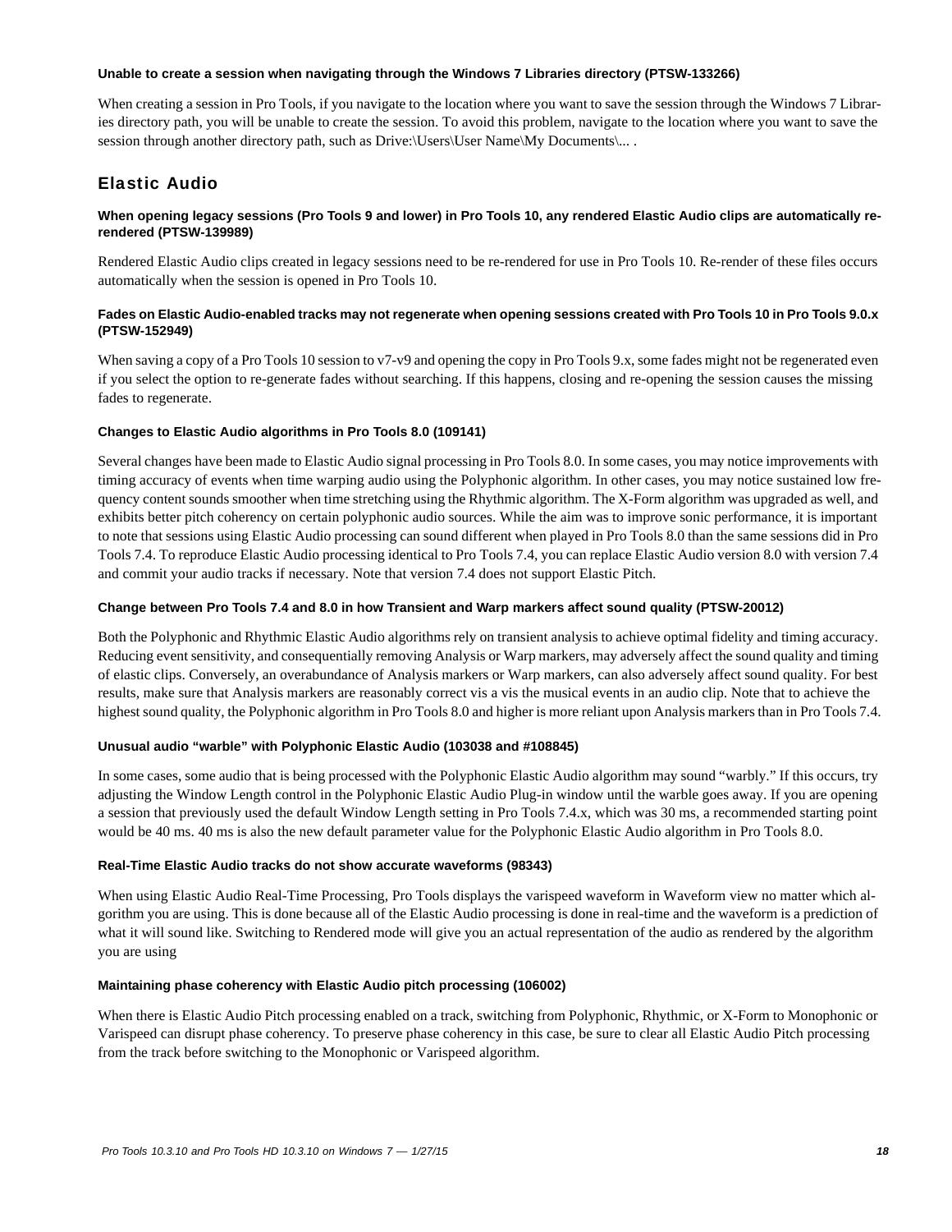#### Unable to create a session when navigating through the Windows 7 Libraries directory (PTSW-133266)

When creating a session in Pro Tools, if you navigate to the location where you want to save the session through the Windows 7 Libraries directory path, you will be unable to create the session. To avoid this problem, navigate to the location where you want to save the session through another directory path, such as Drive:\Users\User Name\My Documents\... .

## Elastic Audio

#### When opening legacy sessions (Pro Tools 9 and lower) in Pro Tools 10, any rendered Elastic Audio clips are automatically re-rendered (PTSW-139989)

Rendered Elastic Audio clips created in legacy sessions need to be re-rendered for use in Pro Tools 10. Re-render of these files occurs automatically when the session is opened in Pro Tools 10.

#### Fades on Elastic Audio-enabled tracks may not regenerate when opening sessions created with Pro Tools 10 in Pro Tools 9.0.x (PTSW-152949)

When saving a copy of a Pro Tools 10 session to v7-v9 and opening the copy in Pro Tools 9.x, some fades might not be regenerated even if you select the option to re-generate fades without searching. If this happens, closing and re-opening the session causes the missing fades to regenerate.

#### Changes to Elastic Audio algorithms in Pro Tools 8.0 (109141)

Several changes have been made to Elastic Audio signal processing in Pro Tools 8.0. In some cases, you may notice improvements with timing accuracy of events when time warping audio using the Polyphonic algorithm. In other cases, you may notice sustained low frequency content sounds smoother when time stretching using the Rhythmic algorithm. The X-Form algorithm was upgraded as well, and exhibits better pitch coherency on certain polyphonic audio sources. While the aim was to improve sonic performance, it is important to note that sessions using Elastic Audio processing can sound different when played in Pro Tools 8.0 than the same sessions did in Pro Tools 7.4. To reproduce Elastic Audio processing identical to Pro Tools 7.4, you can replace Elastic Audio version 8.0 with version 7.4 and commit your audio tracks if necessary. Note that version 7.4 does not support Elastic Pitch.

#### Change between Pro Tools 7.4 and 8.0 in how Transient and Warp markers affect sound quality (PTSW-20012)

Both the Polyphonic and Rhythmic Elastic Audio algorithms rely on transient analysis to achieve optimal fidelity and timing accuracy. Reducing event sensitivity, and consequentially removing Analysis or Warp markers, may adversely affect the sound quality and timing of elastic clips. Conversely, an overabundance of Analysis markers or Warp markers, can also adversely affect sound quality. For best results, make sure that Analysis markers are reasonably correct vis a vis the musical events in an audio clip. Note that to achieve the highest sound quality, the Polyphonic algorithm in Pro Tools 8.0 and higher is more reliant upon Analysis markers than in Pro Tools 7.4.

#### Unusual audio "warble" with Polyphonic Elastic Audio (103038 and #108845)

In some cases, some audio that is being processed with the Polyphonic Elastic Audio algorithm may sound "warbly." If this occurs, try adjusting the Window Length control in the Polyphonic Elastic Audio Plug-in window until the warble goes away. If you are opening a session that previously used the default Window Length setting in Pro Tools 7.4.x, which was 30 ms, a recommended starting point would be 40 ms. 40 ms is also the new default parameter value for the Polyphonic Elastic Audio algorithm in Pro Tools 8.0.

#### Real-Time Elastic Audio tracks do not show accurate waveforms (98343)

When using Elastic Audio Real-Time Processing, Pro Tools displays the varispeed waveform in Waveform view no matter which algorithm you are using. This is done because all of the Elastic Audio processing is done in real-time and the waveform is a prediction of what it will sound like. Switching to Rendered mode will give you an actual representation of the audio as rendered by the algorithm you are using

#### Maintaining phase coherency with Elastic Audio pitch processing (106002)

When there is Elastic Audio Pitch processing enabled on a track, switching from Polyphonic, Rhythmic, or X-Form to Monophonic or Varispeed can disrupt phase coherency. To preserve phase coherency in this case, be sure to clear all Elastic Audio Pitch processing from the track before switching to the Monophonic or Varispeed algorithm.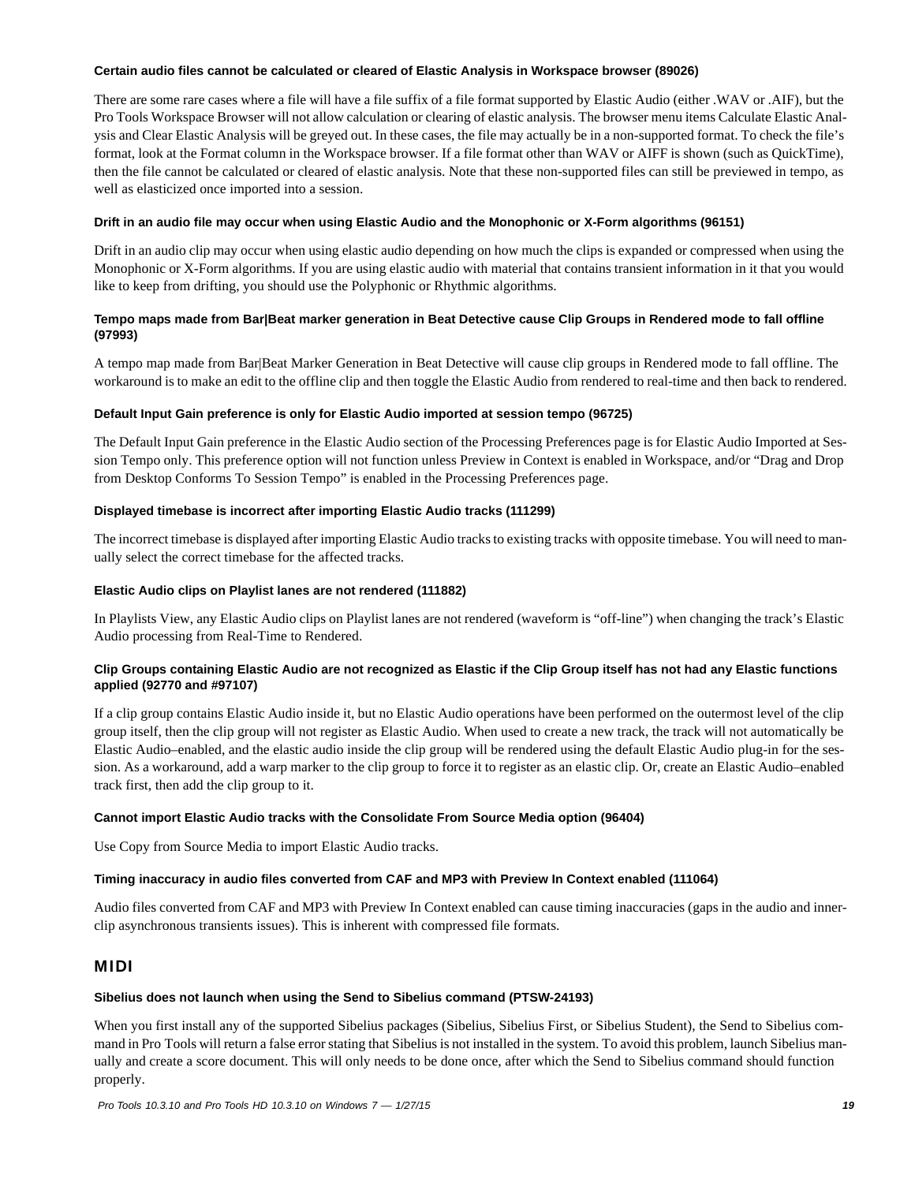#### Certain audio files cannot be calculated or cleared of Elastic Analysis in Workspace browser (89026)

There are some rare cases where a file will have a file suffix of a file format supported by Elastic Audio (either .WAV or .AIF), but the Pro Tools Workspace Browser will not allow calculation or clearing of elastic analysis. The browser menu items Calculate Elastic Analysis and Clear Elastic Analysis will be greyed out. In these cases, the file may actually be in a non-supported format. To check the file's format, look at the Format column in the Workspace browser. If a file format other than WAV or AIFF is shown (such as QuickTime), then the file cannot be calculated or cleared of elastic analysis. Note that these non-supported files can still be previewed in tempo, as well as elasticized once imported into a session.

#### Drift in an audio file may occur when using Elastic Audio and the Monophonic or X-Form algorithms (96151)

Drift in an audio clip may occur when using elastic audio depending on how much the clips is expanded or compressed when using the Monophonic or X-Form algorithms. If you are using elastic audio with material that contains transient information in it that you would like to keep from drifting, you should use the Polyphonic or Rhythmic algorithms.

#### Tempo maps made from Bar|Beat marker generation in Beat Detective cause Clip Groups in Rendered mode to fall offline (97993)

A tempo map made from Bar|Beat Marker Generation in Beat Detective will cause clip groups in Rendered mode to fall offline. The workaround is to make an edit to the offline clip and then toggle the Elastic Audio from rendered to real-time and then back to rendered.

#### Default Input Gain preference is only for Elastic Audio imported at session tempo (96725)

The Default Input Gain preference in the Elastic Audio section of the Processing Preferences page is for Elastic Audio Imported at Session Tempo only. This preference option will not function unless Preview in Context is enabled in Workspace, and/or "Drag and Drop from Desktop Conforms To Session Tempo" is enabled in the Processing Preferences page.

#### Displayed timebase is incorrect after importing Elastic Audio tracks (111299)

The incorrect timebase is displayed after importing Elastic Audio tracks to existing tracks with opposite timebase. You will need to manually select the correct timebase for the affected tracks.

#### Elastic Audio clips on Playlist lanes are not rendered (111882)

In Playlists View, any Elastic Audio clips on Playlist lanes are not rendered (waveform is "off-line") when changing the track's Elastic Audio processing from Real-Time to Rendered.

#### Clip Groups containing Elastic Audio are not recognized as Elastic if the Clip Group itself has not had any Elastic functions applied (92770 and #97107)

If a clip group contains Elastic Audio inside it, but no Elastic Audio operations have been performed on the outermost level of the clip group itself, then the clip group will not register as Elastic Audio. When used to create a new track, the track will not automatically be Elastic Audio–enabled, and the elastic audio inside the clip group will be rendered using the default Elastic Audio plug-in for the session. As a workaround, add a warp marker to the clip group to force it to register as an elastic clip. Or, create an Elastic Audio–enabled track first, then add the clip group to it.

#### Cannot import Elastic Audio tracks with the Consolidate From Source Media option (96404)

Use Copy from Source Media to import Elastic Audio tracks.

#### Timing inaccuracy in audio files converted from CAF and MP3 with Preview In Context enabled (111064)

Audio files converted from CAF and MP3 with Preview In Context enabled can cause timing inaccuracies (gaps in the audio and inner-clip asynchronous transients issues). This is inherent with compressed file formats.

## MIDI

#### Sibelius does not launch when using the Send to Sibelius command (PTSW-24193)

When you first install any of the supported Sibelius packages (Sibelius, Sibelius First, or Sibelius Student), the Send to Sibelius command in Pro Tools will return a false error stating that Sibelius is not installed in the system. To avoid this problem, launch Sibelius manually and create a score document. This will only needs to be done once, after which the Send to Sibelius command should function properly.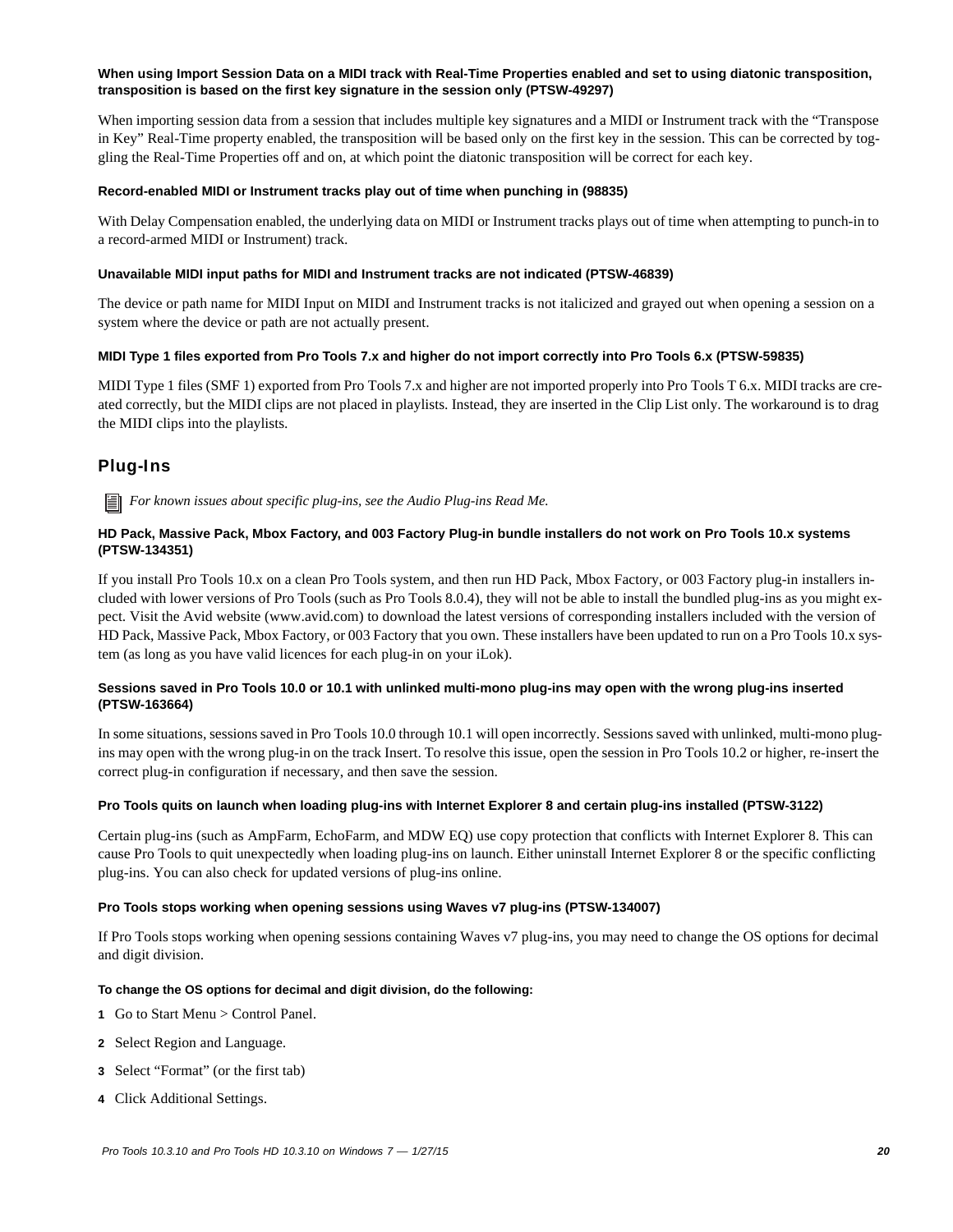#### When using Import Session Data on a MIDI track with Real-Time Properties enabled and set to using diatonic transposition, transposition is based on the first key signature in the session only (PTSW-49297)

When importing session data from a session that includes multiple key signatures and a MIDI or Instrument track with the "Transpose in Key" Real-Time property enabled, the transposition will be based only on the first key in the session. This can be corrected by toggling the Real-Time Properties off and on, at which point the diatonic transposition will be correct for each key.

#### Record-enabled MIDI or Instrument tracks play out of time when punching in (98835)

With Delay Compensation enabled, the underlying data on MIDI or Instrument tracks plays out of time when attempting to punch-in to a record-armed MIDI or Instrument) track.

#### Unavailable MIDI input paths for MIDI and Instrument tracks are not indicated (PTSW-46839)

The device or path name for MIDI Input on MIDI and Instrument tracks is not italicized and grayed out when opening a session on a system where the device or path are not actually present.

#### MIDI Type 1 files exported from Pro Tools 7.x and higher do not import correctly into Pro Tools 6.x (PTSW-59835)

MIDI Type 1 files (SMF 1) exported from Pro Tools 7.x and higher are not imported properly into Pro Tools T 6.x. MIDI tracks are created correctly, but the MIDI clips are not placed in playlists. Instead, they are inserted in the Clip List only. The workaround is to drag the MIDI clips into the playlists.

## Plug-Ins

*For known issues about specific plug-ins, see the Audio Plug-ins Read Me.*

#### HD Pack, Massive Pack, Mbox Factory, and 003 Factory Plug-in bundle installers do not work on Pro Tools 10.x systems (PTSW-134351)

If you install Pro Tools 10.x on a clean Pro Tools system, and then run HD Pack, Mbox Factory, or 003 Factory plug-in installers included with lower versions of Pro Tools (such as Pro Tools 8.0.4), they will not be able to install the bundled plug-ins as you might expect. Visit the Avid website (www.avid.com) to download the latest versions of corresponding installers included with the version of HD Pack, Massive Pack, Mbox Factory, or 003 Factory that you own. These installers have been updated to run on a Pro Tools 10.x system (as long as you have valid licences for each plug-in on your iLok).

#### Sessions saved in Pro Tools 10.0 or 10.1 with unlinked multi-mono plug-ins may open with the wrong plug-ins inserted (PTSW-163664)

In some situations, sessions saved in Pro Tools 10.0 through 10.1 will open incorrectly. Sessions saved with unlinked, multi-mono plug-ins may open with the wrong plug-in on the track Insert. To resolve this issue, open the session in Pro Tools 10.2 or higher, re-insert the correct plug-in configuration if necessary, and then save the session.

#### Pro Tools quits on launch when loading plug-ins with Internet Explorer 8 and certain plug-ins installed (PTSW-3122)

Certain plug-ins (such as AmpFarm, EchoFarm, and MDW EQ) use copy protection that conflicts with Internet Explorer 8. This can cause Pro Tools to quit unexpectedly when loading plug-ins on launch. Either uninstall Internet Explorer 8 or the specific conflicting plug-ins. You can also check for updated versions of plug-ins online.

#### Pro Tools stops working when opening sessions using Waves v7 plug-ins (PTSW-134007)

If Pro Tools stops working when opening sessions containing Waves v7 plug-ins, you may need to change the OS options for decimal and digit division.

**To change the OS options for decimal and digit division, do the following:**

1. Go to Start Menu > Control Panel.
2. Select Region and Language.
3. Select "Format" (or the first tab)
4. Click Additional Settings.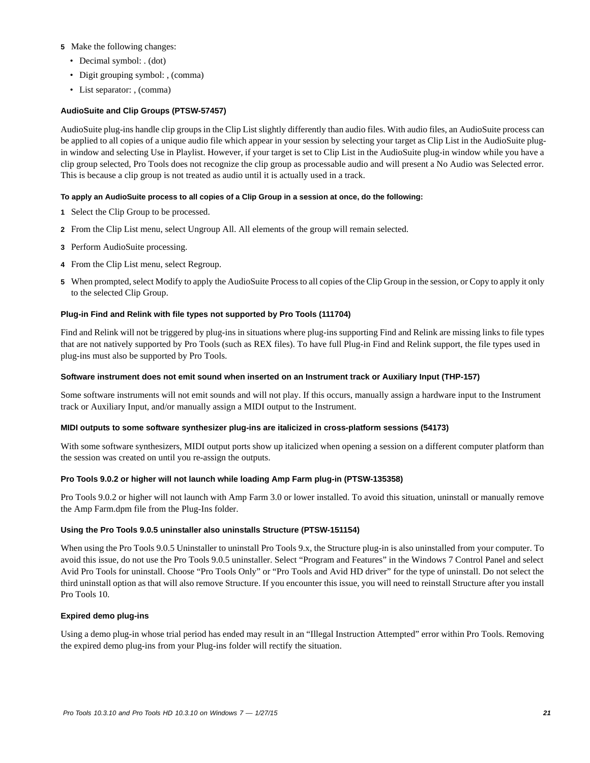5. Make the following changes:
   - Decimal symbol: . (dot)
   - Digit grouping symbol: , (comma)
   - List separator: , (comma)

#### AudioSuite and Clip Groups (PTSW-57457)

AudioSuite plug-ins handle clip groups in the Clip List slightly differently than audio files. With audio files, an AudioSuite process can be applied to all copies of a unique audio file which appear in your session by selecting your target as Clip List in the AudioSuite plug-in window and selecting Use in Playlist. However, if your target is set to Clip List in the AudioSuite plug-in window while you have a clip group selected, Pro Tools does not recognize the clip group as processable audio and will present a No Audio was Selected error. This is because a clip group is not treated as audio until it is actually used in a track.

**To apply an AudioSuite process to all copies of a Clip Group in a session at once, do the following:**

1. Select the Clip Group to be processed.
2. From the Clip List menu, select Ungroup All. All elements of the group will remain selected.
3. Perform AudioSuite processing.
4. From the Clip List menu, select Regroup.
5. When prompted, select Modify to apply the AudioSuite Process to all copies of the Clip Group in the session, or Copy to apply it only to the selected Clip Group.

#### Plug-in Find and Relink with file types not supported by Pro Tools (111704)

Find and Relink will not be triggered by plug-ins in situations where plug-ins supporting Find and Relink are missing links to file types that are not natively supported by Pro Tools (such as REX files). To have full Plug-in Find and Relink support, the file types used in plug-ins must also be supported by Pro Tools.

#### Software instrument does not emit sound when inserted on an Instrument track or Auxiliary Input (THP-157)

Some software instruments will not emit sounds and will not play. If this occurs, manually assign a hardware input to the Instrument track or Auxiliary Input, and/or manually assign a MIDI output to the Instrument.

#### MIDI outputs to some software synthesizer plug-ins are italicized in cross-platform sessions (54173)

With some software synthesizers, MIDI output ports show up italicized when opening a session on a different computer platform than the session was created on until you re-assign the outputs.

#### Pro Tools 9.0.2 or higher will not launch while loading Amp Farm plug-in (PTSW-135358)

Pro Tools 9.0.2 or higher will not launch with Amp Farm 3.0 or lower installed. To avoid this situation, uninstall or manually remove the Amp Farm.dpm file from the Plug-Ins folder.

#### Using the Pro Tools 9.0.5 uninstaller also uninstalls Structure (PTSW-151154)

When using the Pro Tools 9.0.5 Uninstaller to uninstall Pro Tools 9.x, the Structure plug-in is also uninstalled from your computer. To avoid this issue, do not use the Pro Tools 9.0.5 uninstaller. Select "Program and Features" in the Windows 7 Control Panel and select Avid Pro Tools for uninstall. Choose "Pro Tools Only" or "Pro Tools and Avid HD driver" for the type of uninstall. Do not select the third uninstall option as that will also remove Structure. If you encounter this issue, you will need to reinstall Structure after you install Pro Tools 10.

#### Expired demo plug-ins

Using a demo plug-in whose trial period has ended may result in an "Illegal Instruction Attempted" error within Pro Tools. Removing the expired demo plug-ins from your Plug-ins folder will rectify the situation.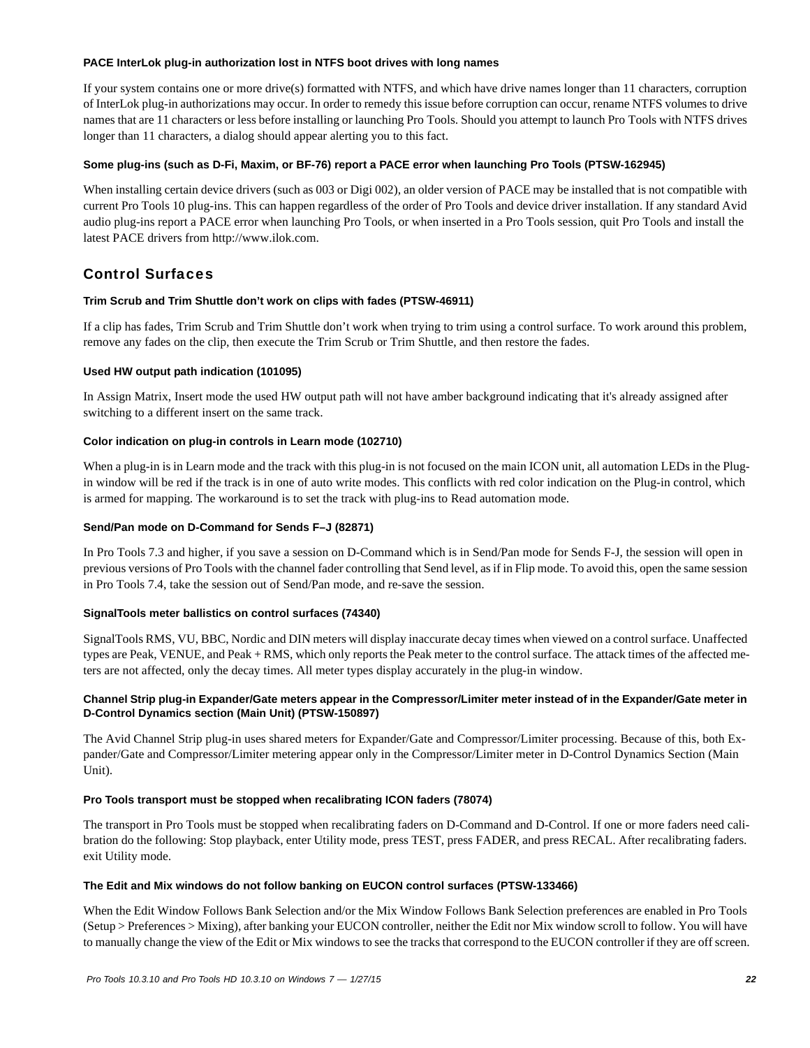#### PACE InterLok plug-in authorization lost in NTFS boot drives with long names

If your system contains one or more drive(s) formatted with NTFS, and which have drive names longer than 11 characters, corruption of InterLok plug-in authorizations may occur. In order to remedy this issue before corruption can occur, rename NTFS volumes to drive names that are 11 characters or less before installing or launching Pro Tools. Should you attempt to launch Pro Tools with NTFS drives longer than 11 characters, a dialog should appear alerting you to this fact.

#### Some plug-ins (such as D-Fi, Maxim, or BF-76) report a PACE error when launching Pro Tools (PTSW-162945)

When installing certain device drivers (such as 003 or Digi 002), an older version of PACE may be installed that is not compatible with current Pro Tools 10 plug-ins. This can happen regardless of the order of Pro Tools and device driver installation. If any standard Avid audio plug-ins report a PACE error when launching Pro Tools, or when inserted in a Pro Tools session, quit Pro Tools and install the latest PACE drivers from http://www.ilok.com.

## Control Surfaces

#### Trim Scrub and Trim Shuttle don’t work on clips with fades (PTSW-46911)

If a clip has fades, Trim Scrub and Trim Shuttle don’t work when trying to trim using a control surface. To work around this problem, remove any fades on the clip, then execute the Trim Scrub or Trim Shuttle, and then restore the fades.

#### Used HW output path indication (101095)

In Assign Matrix, Insert mode the used HW output path will not have amber background indicating that it's already assigned after switching to a different insert on the same track.

#### Color indication on plug-in controls in Learn mode (102710)

When a plug-in is in Learn mode and the track with this plug-in is not focused on the main ICON unit, all automation LEDs in the Plug-in window will be red if the track is in one of auto write modes. This conflicts with red color indication on the Plug-in control, which is armed for mapping. The workaround is to set the track with plug-ins to Read automation mode.

#### Send/Pan mode on D-Command for Sends F–J (82871)

In Pro Tools 7.3 and higher, if you save a session on D-Command which is in Send/Pan mode for Sends F-J, the session will open in previous versions of Pro Tools with the channel fader controlling that Send level, as if in Flip mode. To avoid this, open the same session in Pro Tools 7.4, take the session out of Send/Pan mode, and re-save the session.

#### SignalTools meter ballistics on control surfaces (74340)

SignalTools RMS, VU, BBC, Nordic and DIN meters will display inaccurate decay times when viewed on a control surface. Unaffected types are Peak, VENUE, and Peak + RMS, which only reports the Peak meter to the control surface. The attack times of the affected meters are not affected, only the decay times. All meter types display accurately in the plug-in window.

#### Channel Strip plug-in Expander/Gate meters appear in the Compressor/Limiter meter instead of in the Expander/Gate meter in D-Control Dynamics section (Main Unit) (PTSW-150897)

The Avid Channel Strip plug-in uses shared meters for Expander/Gate and Compressor/Limiter processing. Because of this, both Expander/Gate and Compressor/Limiter metering appear only in the Compressor/Limiter meter in D-Control Dynamics Section (Main Unit).

#### Pro Tools transport must be stopped when recalibrating ICON faders (78074)

The transport in Pro Tools must be stopped when recalibrating faders on D-Command and D-Control. If one or more faders need calibration do the following: Stop playback, enter Utility mode, press TEST, press FADER, and press RECAL. After recalibrating faders. exit Utility mode.

#### The Edit and Mix windows do not follow banking on EUCON control surfaces (PTSW-133466)

When the Edit Window Follows Bank Selection and/or the Mix Window Follows Bank Selection preferences are enabled in Pro Tools (Setup > Preferences > Mixing), after banking your EUCON controller, neither the Edit nor Mix window scroll to follow. You will have to manually change the view of the Edit or Mix windows to see the tracks that correspond to the EUCON controller if they are off screen.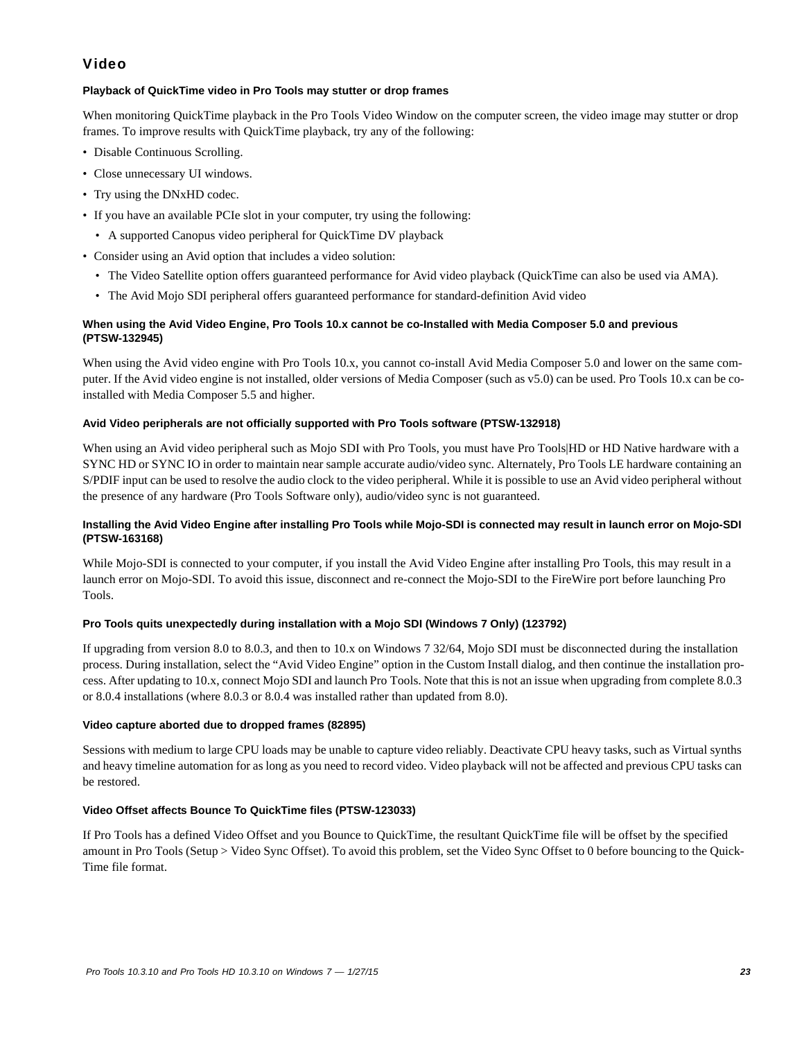## Video

#### Playback of QuickTime video in Pro Tools may stutter or drop frames

When monitoring QuickTime playback in the Pro Tools Video Window on the computer screen, the video image may stutter or drop frames. To improve results with QuickTime playback, try any of the following:

- Disable Continuous Scrolling.
- Close unnecessary UI windows.
- Try using the DNxHD codec.
- If you have an available PCIe slot in your computer, try using the following:
  - A supported Canopus video peripheral for QuickTime DV playback
- Consider using an Avid option that includes a video solution:
  - The Video Satellite option offers guaranteed performance for Avid video playback (QuickTime can also be used via AMA).
  - The Avid Mojo SDI peripheral offers guaranteed performance for standard-definition Avid video

#### When using the Avid Video Engine, Pro Tools 10.x cannot be co-Installed with Media Composer 5.0 and previous (PTSW-132945)

When using the Avid video engine with Pro Tools 10.x, you cannot co-install Avid Media Composer 5.0 and lower on the same computer. If the Avid video engine is not installed, older versions of Media Composer (such as v5.0) can be used. Pro Tools 10.x can be co-installed with Media Composer 5.5 and higher.

#### Avid Video peripherals are not officially supported with Pro Tools software (PTSW-132918)

When using an Avid video peripheral such as Mojo SDI with Pro Tools, you must have Pro Tools|HD or HD Native hardware with a SYNC HD or SYNC IO in order to maintain near sample accurate audio/video sync. Alternately, Pro Tools LE hardware containing an S/PDIF input can be used to resolve the audio clock to the video peripheral. While it is possible to use an Avid video peripheral without the presence of any hardware (Pro Tools Software only), audio/video sync is not guaranteed.

#### Installing the Avid Video Engine after installing Pro Tools while Mojo-SDI is connected may result in launch error on Mojo-SDI (PTSW-163168)

While Mojo-SDI is connected to your computer, if you install the Avid Video Engine after installing Pro Tools, this may result in a launch error on Mojo-SDI. To avoid this issue, disconnect and re-connect the Mojo-SDI to the FireWire port before launching Pro Tools.

#### Pro Tools quits unexpectedly during installation with a Mojo SDI (Windows 7 Only) (123792)

If upgrading from version 8.0 to 8.0.3, and then to 10.x on Windows 7 32/64, Mojo SDI must be disconnected during the installation process. During installation, select the “Avid Video Engine” option in the Custom Install dialog, and then continue the installation process. After updating to 10.x, connect Mojo SDI and launch Pro Tools. Note that this is not an issue when upgrading from complete 8.0.3 or 8.0.4 installations (where 8.0.3 or 8.0.4 was installed rather than updated from 8.0).

#### Video capture aborted due to dropped frames (82895)

Sessions with medium to large CPU loads may be unable to capture video reliably. Deactivate CPU heavy tasks, such as Virtual synths and heavy timeline automation for as long as you need to record video. Video playback will not be affected and previous CPU tasks can be restored.

#### Video Offset affects Bounce To QuickTime files (PTSW-123033)

If Pro Tools has a defined Video Offset and you Bounce to QuickTime, the resultant QuickTime file will be offset by the specified amount in Pro Tools (Setup > Video Sync Offset). To avoid this problem, set the Video Sync Offset to 0 before bouncing to the QuickTime file format.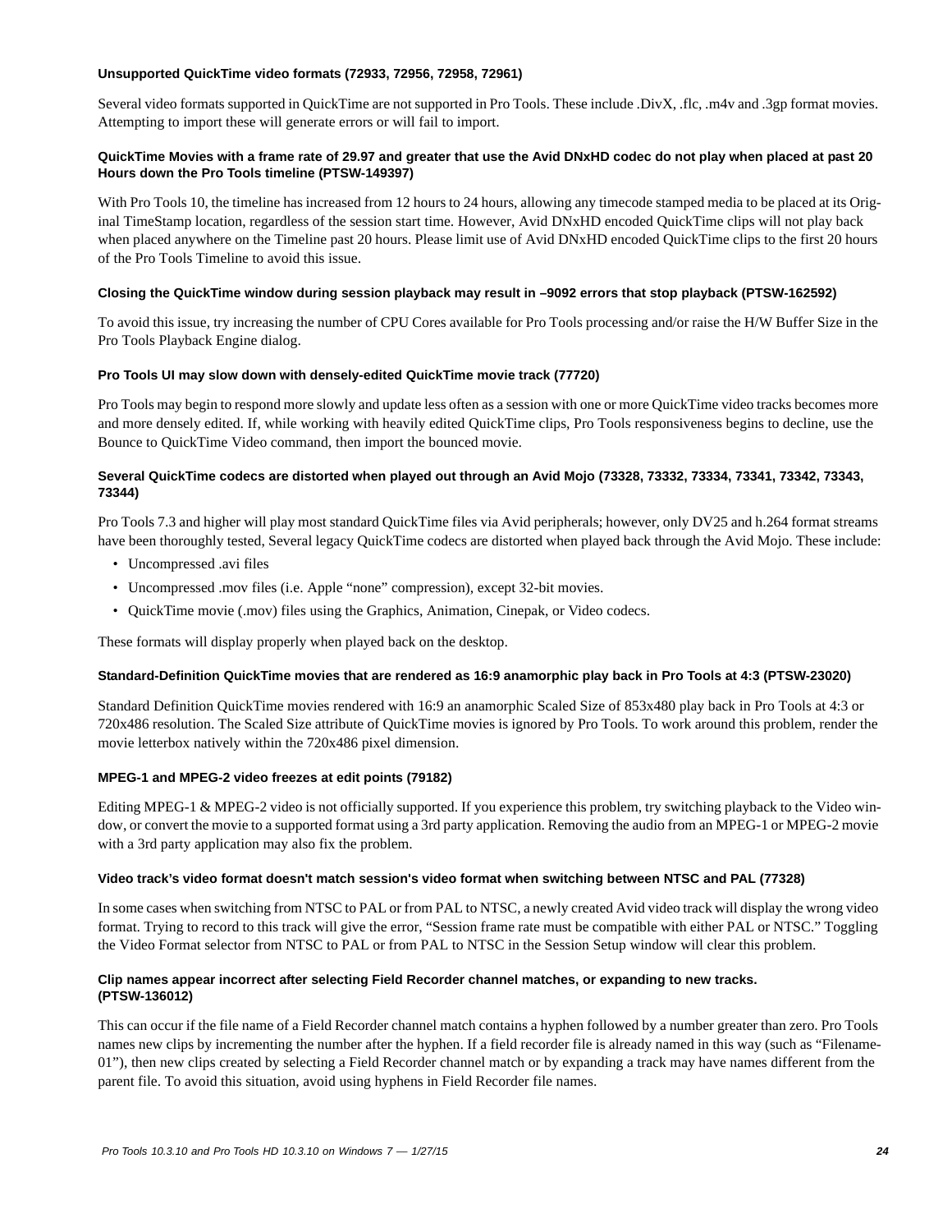#### Unsupported QuickTime video formats (72933, 72956, 72958, 72961)

Several video formats supported in QuickTime are not supported in Pro Tools. These include .DivX, .flc, .m4v and .3gp format movies. Attempting to import these will generate errors or will fail to import.

#### QuickTime Movies with a frame rate of 29.97 and greater that use the Avid DNxHD codec do not play when placed at past 20 Hours down the Pro Tools timeline (PTSW-149397)

With Pro Tools 10, the timeline has increased from 12 hours to 24 hours, allowing any timecode stamped media to be placed at its Original TimeStamp location, regardless of the session start time. However, Avid DNxHD encoded QuickTime clips will not play back when placed anywhere on the Timeline past 20 hours. Please limit use of Avid DNxHD encoded QuickTime clips to the first 20 hours of the Pro Tools Timeline to avoid this issue.

#### Closing the QuickTime window during session playback may result in –9092 errors that stop playback (PTSW-162592)

To avoid this issue, try increasing the number of CPU Cores available for Pro Tools processing and/or raise the H/W Buffer Size in the Pro Tools Playback Engine dialog.

#### Pro Tools UI may slow down with densely-edited QuickTime movie track (77720)

Pro Tools may begin to respond more slowly and update less often as a session with one or more QuickTime video tracks becomes more and more densely edited. If, while working with heavily edited QuickTime clips, Pro Tools responsiveness begins to decline, use the Bounce to QuickTime Video command, then import the bounced movie.

#### Several QuickTime codecs are distorted when played out through an Avid Mojo (73328, 73332, 73334, 73341, 73342, 73343, 73344)

Pro Tools 7.3 and higher will play most standard QuickTime files via Avid peripherals; however, only DV25 and h.264 format streams have been thoroughly tested, Several legacy QuickTime codecs are distorted when played back through the Avid Mojo. These include:

- Uncompressed .avi files
- Uncompressed .mov files (i.e. Apple “none” compression), except 32-bit movies.
- QuickTime movie (.mov) files using the Graphics, Animation, Cinepak, or Video codecs.

These formats will display properly when played back on the desktop.

#### Standard-Definition QuickTime movies that are rendered as 16:9 anamorphic play back in Pro Tools at 4:3 (PTSW-23020)

Standard Definition QuickTime movies rendered with 16:9 an anamorphic Scaled Size of 853x480 play back in Pro Tools at 4:3 or 720x486 resolution. The Scaled Size attribute of QuickTime movies is ignored by Pro Tools. To work around this problem, render the movie letterbox natively within the 720x486 pixel dimension.

#### MPEG-1 and MPEG-2 video freezes at edit points (79182)

Editing MPEG-1 & MPEG-2 video is not officially supported. If you experience this problem, try switching playback to the Video window, or convert the movie to a supported format using a 3rd party application. Removing the audio from an MPEG-1 or MPEG-2 movie with a 3rd party application may also fix the problem.

#### Video track’s video format doesn't match session's video format when switching between NTSC and PAL (77328)

In some cases when switching from NTSC to PAL or from PAL to NTSC, a newly created Avid video track will display the wrong video format. Trying to record to this track will give the error, “Session frame rate must be compatible with either PAL or NTSC.” Toggling the Video Format selector from NTSC to PAL or from PAL to NTSC in the Session Setup window will clear this problem.

#### Clip names appear incorrect after selecting Field Recorder channel matches, or expanding to new tracks. (PTSW-136012)

This can occur if the file name of a Field Recorder channel match contains a hyphen followed by a number greater than zero. Pro Tools names new clips by incrementing the number after the hyphen. If a field recorder file is already named in this way (such as “Filename-01”), then new clips created by selecting a Field Recorder channel match or by expanding a track may have names different from the parent file. To avoid this situation, avoid using hyphens in Field Recorder file names.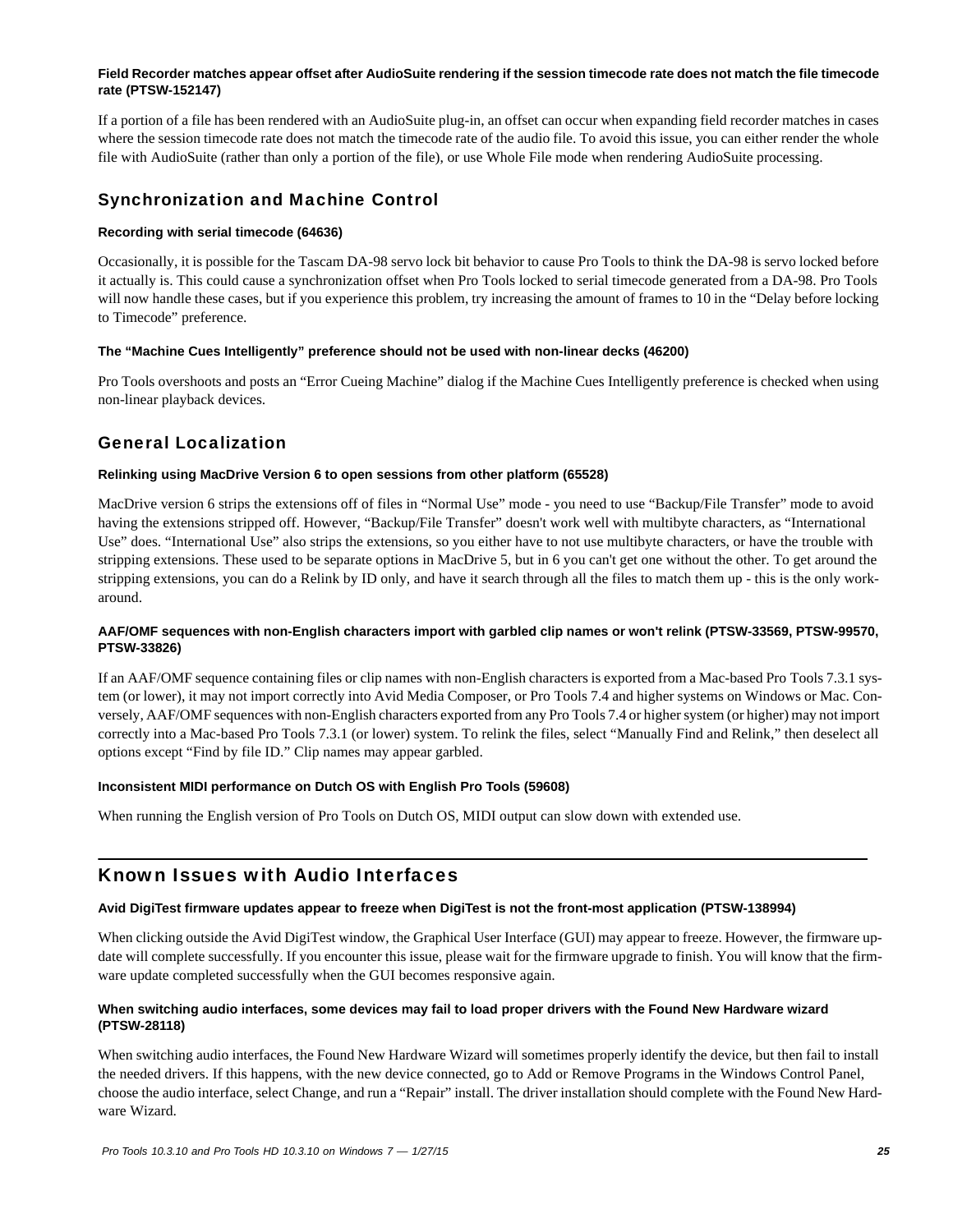#### Field Recorder matches appear offset after AudioSuite rendering if the session timecode rate does not match the file timecode rate (PTSW-152147)

If a portion of a file has been rendered with an AudioSuite plug-in, an offset can occur when expanding field recorder matches in cases where the session timecode rate does not match the timecode rate of the audio file. To avoid this issue, you can either render the whole file with AudioSuite (rather than only a portion of the file), or use Whole File mode when rendering AudioSuite processing.

### Synchronization and Machine Control

#### Recording with serial timecode (64636)

Occasionally, it is possible for the Tascam DA-98 servo lock bit behavior to cause Pro Tools to think the DA-98 is servo locked before it actually is. This could cause a synchronization offset when Pro Tools locked to serial timecode generated from a DA-98. Pro Tools will now handle these cases, but if you experience this problem, try increasing the amount of frames to 10 in the “Delay before locking to Timecode” preference.

#### The “Machine Cues Intelligently” preference should not be used with non-linear decks (46200)

Pro Tools overshoots and posts an “Error Cueing Machine” dialog if the Machine Cues Intelligently preference is checked when using non-linear playback devices.

### General Localization

#### Relinking using MacDrive Version 6 to open sessions from other platform (65528)

MacDrive version 6 strips the extensions off of files in “Normal Use” mode - you need to use “Backup/File Transfer” mode to avoid having the extensions stripped off. However, “Backup/File Transfer” doesn't work well with multibyte characters, as “International Use” does. “International Use” also strips the extensions, so you either have to not use multibyte characters, or have the trouble with stripping extensions. These used to be separate options in MacDrive 5, but in 6 you can't get one without the other. To get around the stripping extensions, you can do a Relink by ID only, and have it search through all the files to match them up - this is the only workaround.

#### AAF/OMF sequences with non-English characters import with garbled clip names or won't relink (PTSW-33569, PTSW-99570, PTSW-33826)

If an AAF/OMF sequence containing files or clip names with non-English characters is exported from a Mac-based Pro Tools 7.3.1 system (or lower), it may not import correctly into Avid Media Composer, or Pro Tools 7.4 and higher systems on Windows or Mac. Conversely, AAF/OMF sequences with non-English characters exported from any Pro Tools 7.4 or higher system (or higher) may not import correctly into a Mac-based Pro Tools 7.3.1 (or lower) system. To relink the files, select “Manually Find and Relink,” then deselect all options except “Find by file ID.” Clip names may appear garbled.

#### Inconsistent MIDI performance on Dutch OS with English Pro Tools (59608)

When running the English version of Pro Tools on Dutch OS, MIDI output can slow down with extended use.

## Known Issues with Audio Interfaces

#### Avid DigiTest firmware updates appear to freeze when DigiTest is not the front-most application (PTSW-138994)

When clicking outside the Avid DigiTest window, the Graphical User Interface (GUI) may appear to freeze. However, the firmware update will complete successfully. If you encounter this issue, please wait for the firmware upgrade to finish. You will know that the firmware update completed successfully when the GUI becomes responsive again.

#### When switching audio interfaces, some devices may fail to load proper drivers with the Found New Hardware wizard (PTSW-28118)

When switching audio interfaces, the Found New Hardware Wizard will sometimes properly identify the device, but then fail to install the needed drivers. If this happens, with the new device connected, go to Add or Remove Programs in the Windows Control Panel, choose the audio interface, select Change, and run a “Repair” install. The driver installation should complete with the Found New Hardware Wizard.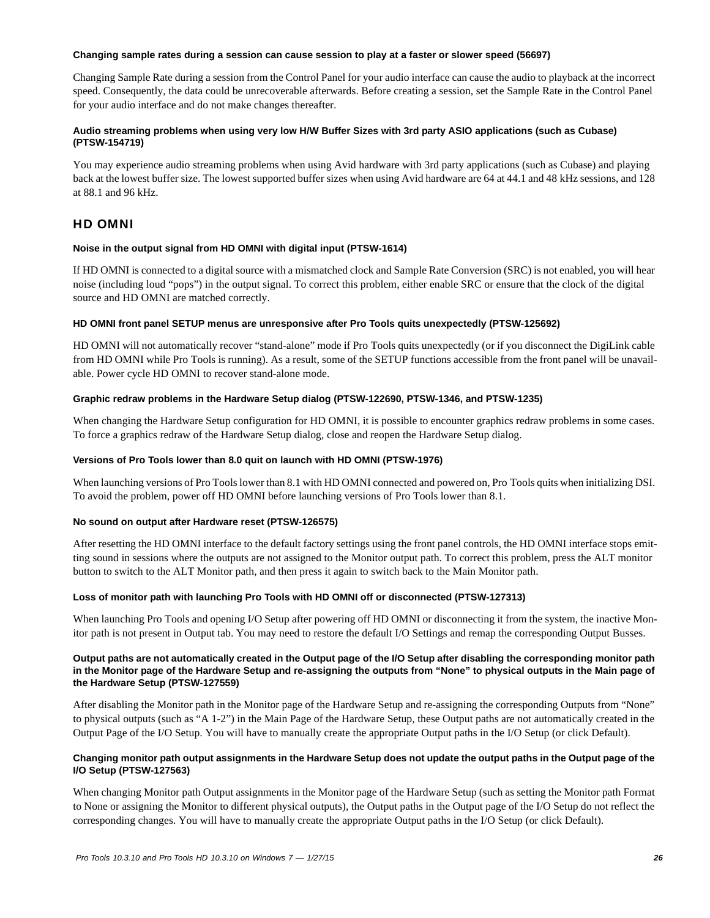#### Changing sample rates during a session can cause session to play at a faster or slower speed (56697)

Changing Sample Rate during a session from the Control Panel for your audio interface can cause the audio to playback at the incorrect speed. Consequently, the data could be unrecoverable afterwards. Before creating a session, set the Sample Rate in the Control Panel for your audio interface and do not make changes thereafter.

#### Audio streaming problems when using very low H/W Buffer Sizes with 3rd party ASIO applications (such as Cubase) (PTSW-154719)

You may experience audio streaming problems when using Avid hardware with 3rd party applications (such as Cubase) and playing back at the lowest buffer size. The lowest supported buffer sizes when using Avid hardware are 64 at 44.1 and 48 kHz sessions, and 128 at 88.1 and 96 kHz.

## HD OMNI

#### Noise in the output signal from HD OMNI with digital input (PTSW-1614)

If HD OMNI is connected to a digital source with a mismatched clock and Sample Rate Conversion (SRC) is not enabled, you will hear noise (including loud "pops") in the output signal. To correct this problem, either enable SRC or ensure that the clock of the digital source and HD OMNI are matched correctly.

#### HD OMNI front panel SETUP menus are unresponsive after Pro Tools quits unexpectedly (PTSW-125692)

HD OMNI will not automatically recover "stand-alone" mode if Pro Tools quits unexpectedly (or if you disconnect the DigiLink cable from HD OMNI while Pro Tools is running). As a result, some of the SETUP functions accessible from the front panel will be unavailable. Power cycle HD OMNI to recover stand-alone mode.

#### Graphic redraw problems in the Hardware Setup dialog (PTSW-122690, PTSW-1346, and PTSW-1235)

When changing the Hardware Setup configuration for HD OMNI, it is possible to encounter graphics redraw problems in some cases. To force a graphics redraw of the Hardware Setup dialog, close and reopen the Hardware Setup dialog.

#### Versions of Pro Tools lower than 8.0 quit on launch with HD OMNI (PTSW-1976)

When launching versions of Pro Tools lower than 8.1 with HD OMNI connected and powered on, Pro Tools quits when initializing DSI. To avoid the problem, power off HD OMNI before launching versions of Pro Tools lower than 8.1.

#### No sound on output after Hardware reset (PTSW-126575)

After resetting the HD OMNI interface to the default factory settings using the front panel controls, the HD OMNI interface stops emitting sound in sessions where the outputs are not assigned to the Monitor output path. To correct this problem, press the ALT monitor button to switch to the ALT Monitor path, and then press it again to switch back to the Main Monitor path.

#### Loss of monitor path with launching Pro Tools with HD OMNI off or disconnected (PTSW-127313)

When launching Pro Tools and opening I/O Setup after powering off HD OMNI or disconnecting it from the system, the inactive Monitor path is not present in Output tab. You may need to restore the default I/O Settings and remap the corresponding Output Busses.

#### Output paths are not automatically created in the Output page of the I/O Setup after disabling the corresponding monitor path in the Monitor page of the Hardware Setup and re-assigning the outputs from "None" to physical outputs in the Main page of the Hardware Setup (PTSW-127559)

After disabling the Monitor path in the Monitor page of the Hardware Setup and re-assigning the corresponding Outputs from "None" to physical outputs (such as "A 1-2") in the Main Page of the Hardware Setup, these Output paths are not automatically created in the Output Page of the I/O Setup. You will have to manually create the appropriate Output paths in the I/O Setup (or click Default).

#### Changing monitor path output assignments in the Hardware Setup does not update the output paths in the Output page of the I/O Setup (PTSW-127563)

When changing Monitor path Output assignments in the Monitor page of the Hardware Setup (such as setting the Monitor path Format to None or assigning the Monitor to different physical outputs), the Output paths in the Output page of the I/O Setup do not reflect the corresponding changes. You will have to manually create the appropriate Output paths in the I/O Setup (or click Default).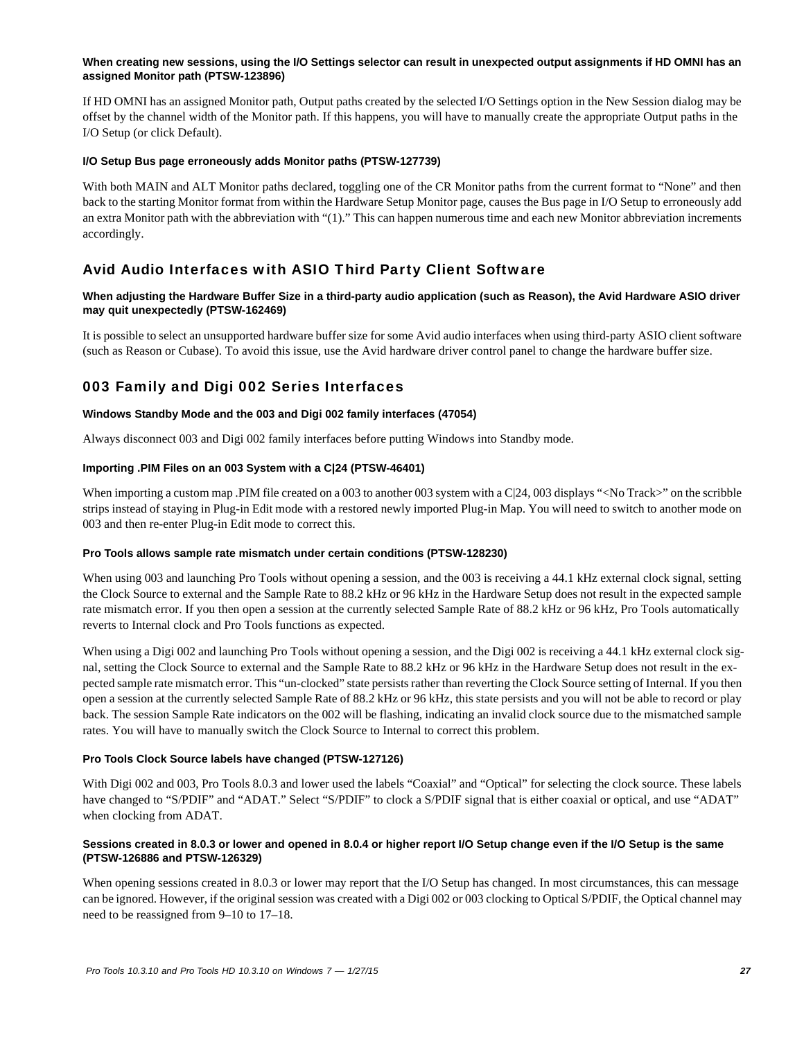**When creating new sessions, using the I/O Settings selector can result in unexpected output assignments if HD OMNI has an assigned Monitor path (PTSW-123896)**

If HD OMNI has an assigned Monitor path, Output paths created by the selected I/O Settings option in the New Session dialog may be offset by the channel width of the Monitor path. If this happens, you will have to manually create the appropriate Output paths in the I/O Setup (or click Default).

**I/O Setup Bus page erroneously adds Monitor paths (PTSW-127739)**

With both MAIN and ALT Monitor paths declared, toggling one of the CR Monitor paths from the current format to “None” and then back to the starting Monitor format from within the Hardware Setup Monitor page, causes the Bus page in I/O Setup to erroneously add an extra Monitor path with the abbreviation with “(1).” This can happen numerous time and each new Monitor abbreviation increments accordingly.

## Avid Audio Interfaces with ASIO Third Party Client Software

**When adjusting the Hardware Buffer Size in a third-party audio application (such as Reason), the Avid Hardware ASIO driver may quit unexpectedly (PTSW-162469)**

It is possible to select an unsupported hardware buffer size for some Avid audio interfaces when using third-party ASIO client software (such as Reason or Cubase). To avoid this issue, use the Avid hardware driver control panel to change the hardware buffer size.

## 003 Family and Digi 002 Series Interfaces

**Windows Standby Mode and the 003 and Digi 002 family interfaces (47054)**

Always disconnect 003 and Digi 002 family interfaces before putting Windows into Standby mode.

**Importing .PIM Files on an 003 System with a C|24 (PTSW-46401)**

When importing a custom map .PIM file created on a 003 to another 003 system with a C|24, 003 displays “<No Track>” on the scribble strips instead of staying in Plug-in Edit mode with a restored newly imported Plug-in Map. You will need to switch to another mode on 003 and then re-enter Plug-in Edit mode to correct this.

**Pro Tools allows sample rate mismatch under certain conditions (PTSW-128230)**

When using 003 and launching Pro Tools without opening a session, and the 003 is receiving a 44.1 kHz external clock signal, setting the Clock Source to external and the Sample Rate to 88.2 kHz or 96 kHz in the Hardware Setup does not result in the expected sample rate mismatch error. If you then open a session at the currently selected Sample Rate of 88.2 kHz or 96 kHz, Pro Tools automatically reverts to Internal clock and Pro Tools functions as expected.

When using a Digi 002 and launching Pro Tools without opening a session, and the Digi 002 is receiving a 44.1 kHz external clock signal, setting the Clock Source to external and the Sample Rate to 88.2 kHz or 96 kHz in the Hardware Setup does not result in the expected sample rate mismatch error. This “un-clocked” state persists rather than reverting the Clock Source setting of Internal. If you then open a session at the currently selected Sample Rate of 88.2 kHz or 96 kHz, this state persists and you will not be able to record or play back. The session Sample Rate indicators on the 002 will be flashing, indicating an invalid clock source due to the mismatched sample rates. You will have to manually switch the Clock Source to Internal to correct this problem.

**Pro Tools Clock Source labels have changed (PTSW-127126)**

With Digi 002 and 003, Pro Tools 8.0.3 and lower used the labels “Coaxial” and “Optical” for selecting the clock source. These labels have changed to “S/PDIF” and “ADAT.” Select “S/PDIF” to clock a S/PDIF signal that is either coaxial or optical, and use “ADAT” when clocking from ADAT.

**Sessions created in 8.0.3 or lower and opened in 8.0.4 or higher report I/O Setup change even if the I/O Setup is the same (PTSW-126886 and PTSW-126329)**

When opening sessions created in 8.0.3 or lower may report that the I/O Setup has changed. In most circumstances, this can message can be ignored. However, if the original session was created with a Digi 002 or 003 clocking to Optical S/PDIF, the Optical channel may need to be reassigned from 9–10 to 17–18.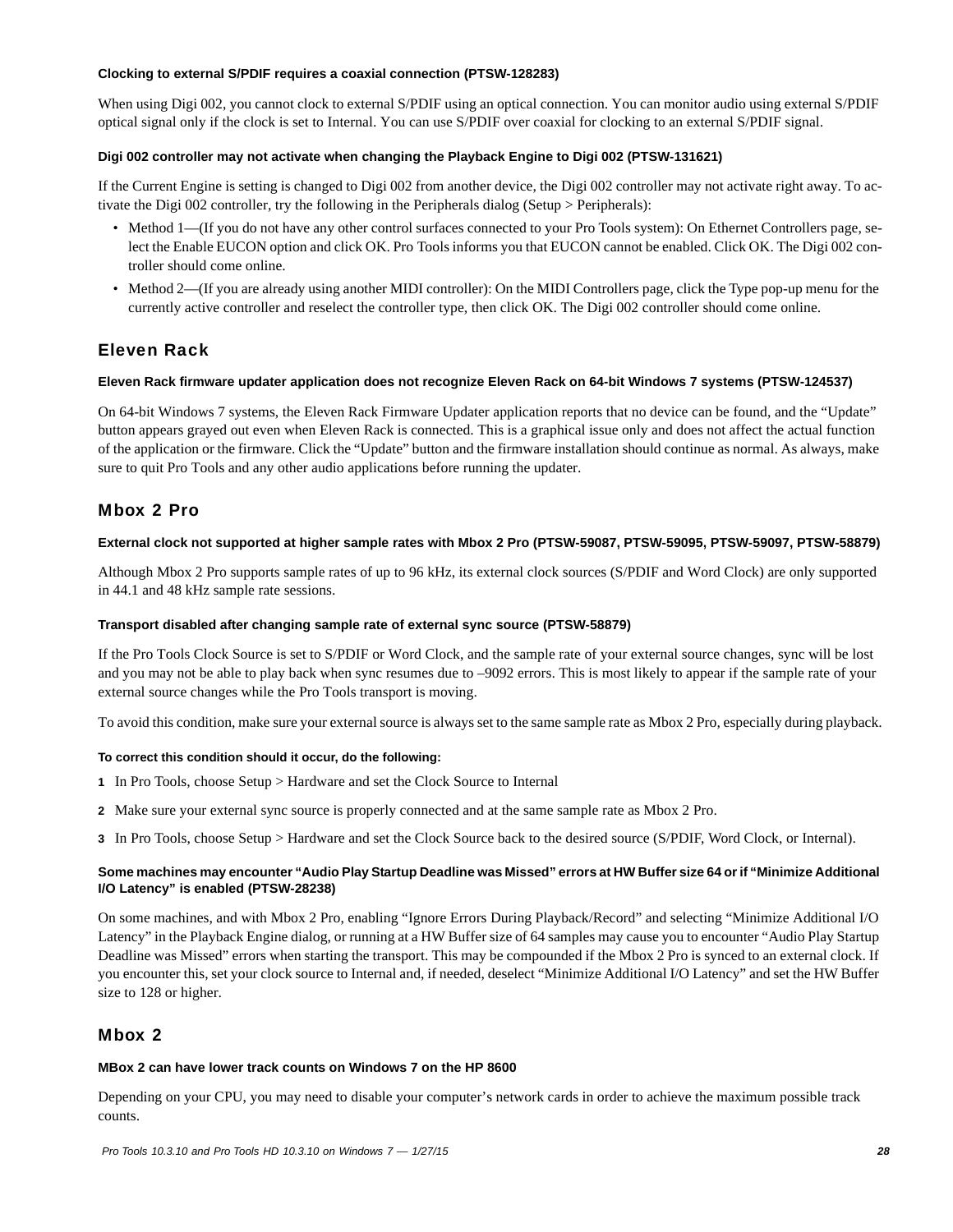#### Clocking to external S/PDIF requires a coaxial connection (PTSW-128283)

When using Digi 002, you cannot clock to external S/PDIF using an optical connection. You can monitor audio using external S/PDIF optical signal only if the clock is set to Internal. You can use S/PDIF over coaxial for clocking to an external S/PDIF signal.

#### Digi 002 controller may not activate when changing the Playback Engine to Digi 002 (PTSW-131621)

If the Current Engine is setting is changed to Digi 002 from another device, the Digi 002 controller may not activate right away. To activate the Digi 002 controller, try the following in the Peripherals dialog (Setup > Peripherals):

- Method 1—(If you do not have any other control surfaces connected to your Pro Tools system): On Ethernet Controllers page, select the Enable EUCON option and click OK. Pro Tools informs you that EUCON cannot be enabled. Click OK. The Digi 002 controller should come online.
- Method 2—(If you are already using another MIDI controller): On the MIDI Controllers page, click the Type pop-up menu for the currently active controller and reselect the controller type, then click OK. The Digi 002 controller should come online.

### Eleven Rack

#### Eleven Rack firmware updater application does not recognize Eleven Rack on 64-bit Windows 7 systems (PTSW-124537)

On 64-bit Windows 7 systems, the Eleven Rack Firmware Updater application reports that no device can be found, and the "Update" button appears grayed out even when Eleven Rack is connected. This is a graphical issue only and does not affect the actual function of the application or the firmware. Click the "Update" button and the firmware installation should continue as normal. As always, make sure to quit Pro Tools and any other audio applications before running the updater.

### Mbox 2 Pro

#### External clock not supported at higher sample rates with Mbox 2 Pro (PTSW-59087, PTSW-59095, PTSW-59097, PTSW-58879)

Although Mbox 2 Pro supports sample rates of up to 96 kHz, its external clock sources (S/PDIF and Word Clock) are only supported in 44.1 and 48 kHz sample rate sessions.

#### Transport disabled after changing sample rate of external sync source (PTSW-58879)

If the Pro Tools Clock Source is set to S/PDIF or Word Clock, and the sample rate of your external source changes, sync will be lost and you may not be able to play back when sync resumes due to –9092 errors. This is most likely to appear if the sample rate of your external source changes while the Pro Tools transport is moving.

To avoid this condition, make sure your external source is always set to the same sample rate as Mbox 2 Pro, especially during playback.

**To correct this condition should it occur, do the following:**

1. In Pro Tools, choose Setup > Hardware and set the Clock Source to Internal
2. Make sure your external sync source is properly connected and at the same sample rate as Mbox 2 Pro.
3. In Pro Tools, choose Setup > Hardware and set the Clock Source back to the desired source (S/PDIF, Word Clock, or Internal).

#### Some machines may encounter "Audio Play Startup Deadline was Missed" errors at HW Buffer size 64 or if "Minimize Additional I/O Latency" is enabled (PTSW-28238)

On some machines, and with Mbox 2 Pro, enabling "Ignore Errors During Playback/Record" and selecting "Minimize Additional I/O Latency" in the Playback Engine dialog, or running at a HW Buffer size of 64 samples may cause you to encounter "Audio Play Startup Deadline was Missed" errors when starting the transport. This may be compounded if the Mbox 2 Pro is synced to an external clock. If you encounter this, set your clock source to Internal and, if needed, deselect "Minimize Additional I/O Latency" and set the HW Buffer size to 128 or higher.

### Mbox 2

#### MBox 2 can have lower track counts on Windows 7 on the HP 8600

Depending on your CPU, you may need to disable your computer's network cards in order to achieve the maximum possible track counts.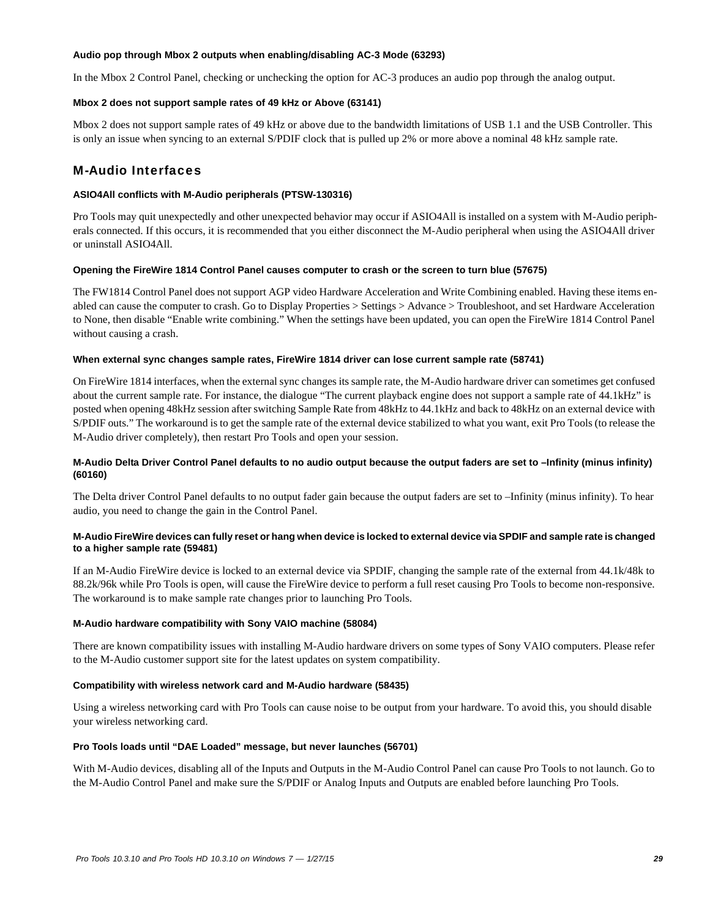#### Audio pop through Mbox 2 outputs when enabling/disabling AC-3 Mode (63293)

In the Mbox 2 Control Panel, checking or unchecking the option for AC-3 produces an audio pop through the analog output.

#### Mbox 2 does not support sample rates of 49 kHz or Above (63141)

Mbox 2 does not support sample rates of 49 kHz or above due to the bandwidth limitations of USB 1.1 and the USB Controller. This is only an issue when syncing to an external S/PDIF clock that is pulled up 2% or more above a nominal 48 kHz sample rate.

## M-Audio Interfaces

#### ASIO4All conflicts with M-Audio peripherals (PTSW-130316)

Pro Tools may quit unexpectedly and other unexpected behavior may occur if ASIO4All is installed on a system with M-Audio peripherals connected. If this occurs, it is recommended that you either disconnect the M-Audio peripheral when using the ASIO4All driver or uninstall ASIO4All.

#### Opening the FireWire 1814 Control Panel causes computer to crash or the screen to turn blue (57675)

The FW1814 Control Panel does not support AGP video Hardware Acceleration and Write Combining enabled. Having these items enabled can cause the computer to crash. Go to Display Properties > Settings > Advance > Troubleshoot, and set Hardware Acceleration to None, then disable “Enable write combining.” When the settings have been updated, you can open the FireWire 1814 Control Panel without causing a crash.

#### When external sync changes sample rates, FireWire 1814 driver can lose current sample rate (58741)

On FireWire 1814 interfaces, when the external sync changes its sample rate, the M-Audio hardware driver can sometimes get confused about the current sample rate. For instance, the dialogue “The current playback engine does not support a sample rate of 44.1kHz” is posted when opening 48kHz session after switching Sample Rate from 48kHz to 44.1kHz and back to 48kHz on an external device with S/PDIF outs.” The workaround is to get the sample rate of the external device stabilized to what you want, exit Pro Tools (to release the M-Audio driver completely), then restart Pro Tools and open your session.

#### M-Audio Delta Driver Control Panel defaults to no audio output because the output faders are set to –Infinity (minus infinity) (60160)

The Delta driver Control Panel defaults to no output fader gain because the output faders are set to –Infinity (minus infinity). To hear audio, you need to change the gain in the Control Panel.

#### M-Audio FireWire devices can fully reset or hang when device is locked to external device via SPDIF and sample rate is changed to a higher sample rate (59481)

If an M-Audio FireWire device is locked to an external device via SPDIF, changing the sample rate of the external from 44.1k/48k to 88.2k/96k while Pro Tools is open, will cause the FireWire device to perform a full reset causing Pro Tools to become non-responsive. The workaround is to make sample rate changes prior to launching Pro Tools.

#### M-Audio hardware compatibility with Sony VAIO machine (58084)

There are known compatibility issues with installing M-Audio hardware drivers on some types of Sony VAIO computers. Please refer to the M-Audio customer support site for the latest updates on system compatibility.

#### Compatibility with wireless network card and M-Audio hardware (58435)

Using a wireless networking card with Pro Tools can cause noise to be output from your hardware. To avoid this, you should disable your wireless networking card.

#### Pro Tools loads until “DAE Loaded” message, but never launches (56701)

With M-Audio devices, disabling all of the Inputs and Outputs in the M-Audio Control Panel can cause Pro Tools to not launch. Go to the M-Audio Control Panel and make sure the S/PDIF or Analog Inputs and Outputs are enabled before launching Pro Tools.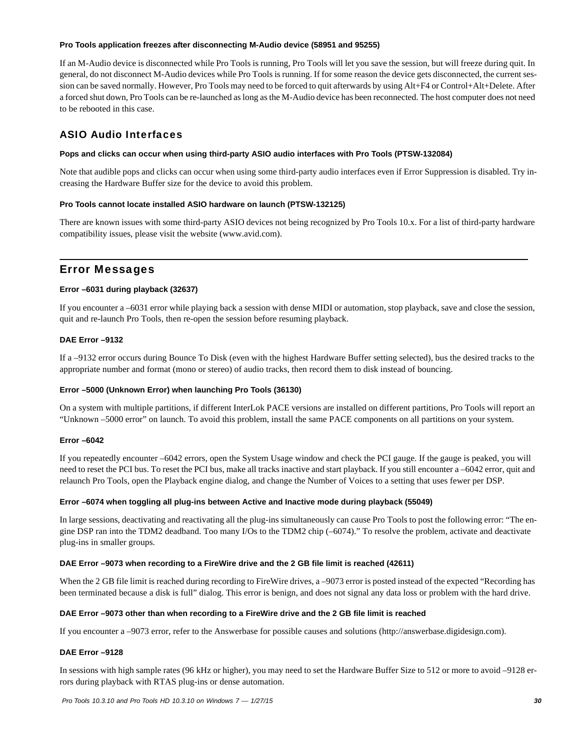#### Pro Tools application freezes after disconnecting M-Audio device (58951 and 95255)

If an M-Audio device is disconnected while Pro Tools is running, Pro Tools will let you save the session, but will freeze during quit. In general, do not disconnect M-Audio devices while Pro Tools is running. If for some reason the device gets disconnected, the current session can be saved normally. However, Pro Tools may need to be forced to quit afterwards by using Alt+F4 or Control+Alt+Delete. After a forced shut down, Pro Tools can be re-launched as long as the M-Audio device has been reconnected. The host computer does not need to be rebooted in this case.

### ASIO Audio Interfaces

#### Pops and clicks can occur when using third-party ASIO audio interfaces with Pro Tools (PTSW-132084)

Note that audible pops and clicks can occur when using some third-party audio interfaces even if Error Suppression is disabled. Try increasing the Hardware Buffer size for the device to avoid this problem.

#### Pro Tools cannot locate installed ASIO hardware on launch (PTSW-132125)

There are known issues with some third-party ASIO devices not being recognized by Pro Tools 10.x. For a list of third-party hardware compatibility issues, please visit the website (www.avid.com).

## Error Messages

#### Error –6031 during playback (32637)

If you encounter a –6031 error while playing back a session with dense MIDI or automation, stop playback, save and close the session, quit and re-launch Pro Tools, then re-open the session before resuming playback.

#### DAE Error –9132

If a –9132 error occurs during Bounce To Disk (even with the highest Hardware Buffer setting selected), bus the desired tracks to the appropriate number and format (mono or stereo) of audio tracks, then record them to disk instead of bouncing.

#### Error –5000 (Unknown Error) when launching Pro Tools (36130)

On a system with multiple partitions, if different InterLok PACE versions are installed on different partitions, Pro Tools will report an “Unknown –5000 error” on launch. To avoid this problem, install the same PACE components on all partitions on your system.

#### Error –6042

If you repeatedly encounter –6042 errors, open the System Usage window and check the PCI gauge. If the gauge is peaked, you will need to reset the PCI bus. To reset the PCI bus, make all tracks inactive and start playback. If you still encounter a –6042 error, quit and relaunch Pro Tools, open the Playback engine dialog, and change the Number of Voices to a setting that uses fewer per DSP.

#### Error –6074 when toggling all plug-ins between Active and Inactive mode during playback (55049)

In large sessions, deactivating and reactivating all the plug-ins simultaneously can cause Pro Tools to post the following error: “The engine DSP ran into the TDM2 deadband. Too many I/Os to the TDM2 chip (–6074).” To resolve the problem, activate and deactivate plug-ins in smaller groups.

#### DAE Error –9073 when recording to a FireWire drive and the 2 GB file limit is reached (42611)

When the 2 GB file limit is reached during recording to FireWire drives, a –9073 error is posted instead of the expected “Recording has been terminated because a disk is full” dialog. This error is benign, and does not signal any data loss or problem with the hard drive.

#### DAE Error –9073 other than when recording to a FireWire drive and the 2 GB file limit is reached

If you encounter a –9073 error, refer to the Answerbase for possible causes and solutions (http://answerbase.digidesign.com).

#### DAE Error –9128

In sessions with high sample rates (96 kHz or higher), you may need to set the Hardware Buffer Size to 512 or more to avoid –9128 errors during playback with RTAS plug-ins or dense automation.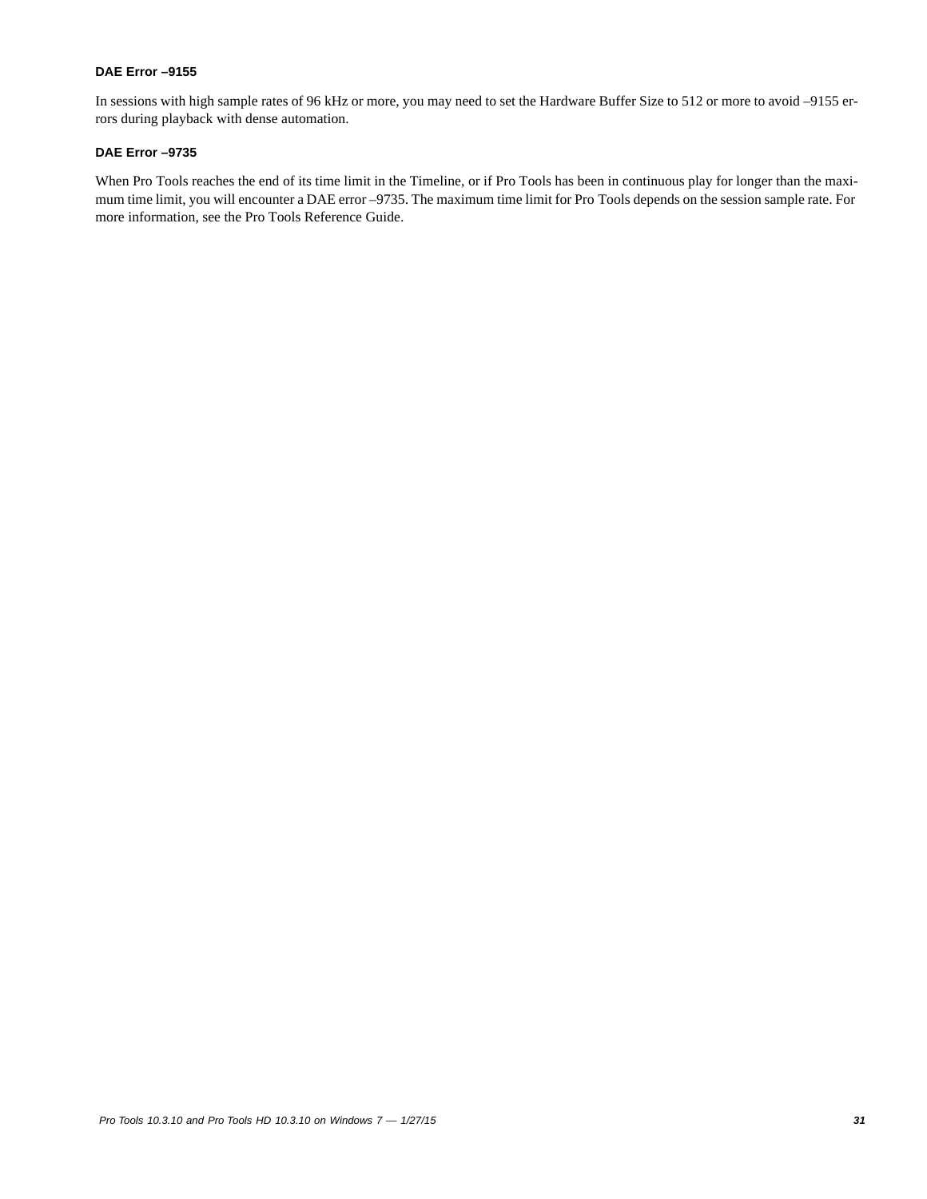#### DAE Error –9155

In sessions with high sample rates of 96 kHz or more, you may need to set the Hardware Buffer Size to 512 or more to avoid –9155 errors during playback with dense automation.

#### DAE Error –9735

When Pro Tools reaches the end of its time limit in the Timeline, or if Pro Tools has been in continuous play for longer than the maximum time limit, you will encounter a DAE error –9735. The maximum time limit for Pro Tools depends on the session sample rate. For more information, see the Pro Tools Reference Guide.